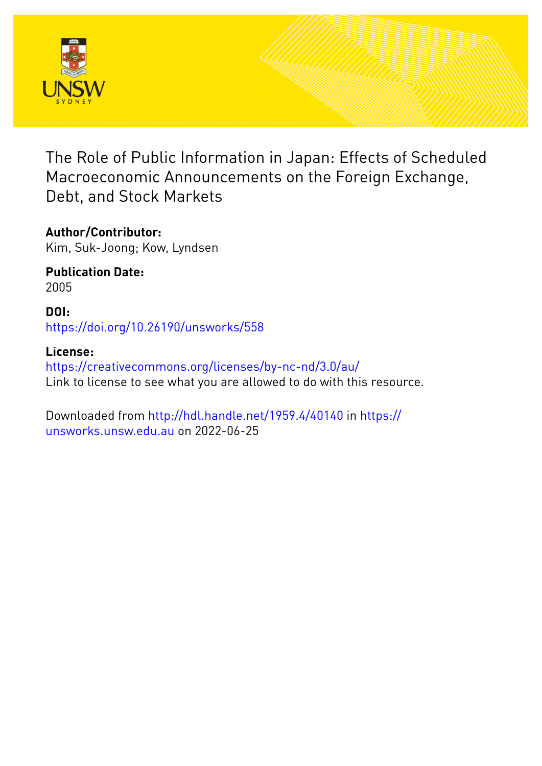# The Role of Public Information in Japan: Effects of Scheduled Macroeconomic Announcements on the Foreign Exchange, Debt, and Stock Markets

**Author/Contributor:**
Kim, Suk-Joong; Kow, Lyndsen

**Publication Date:**
2005

**DOI:**
https://doi.org/10.26190/unsworks/558

**License:**
https://creativecommons.org/licenses/by-nc-nd/3.0/au/
Link to license to see what you are allowed to do with this resource.

Downloaded from http://hdl.handle.net/1959.4/40140 in https://unsworks.unsw.edu.au on 2022-06-25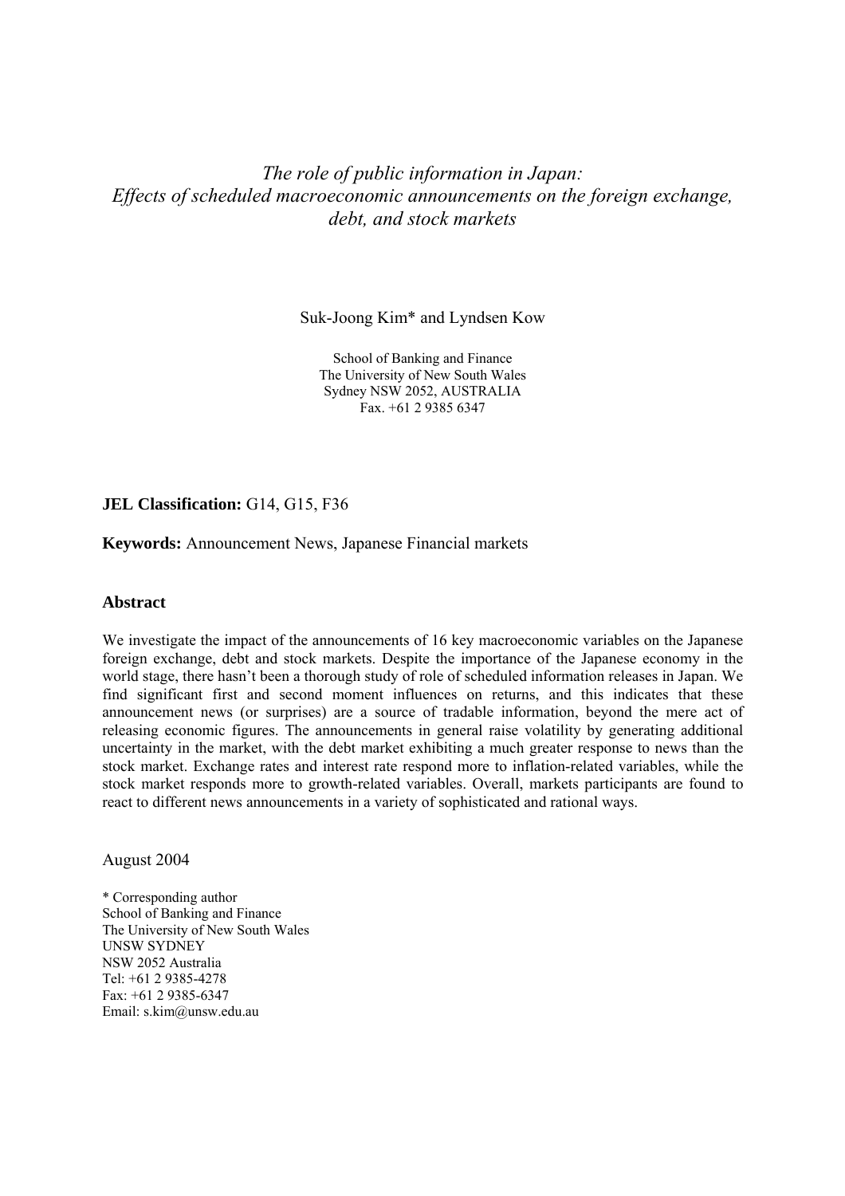*The role of public information in Japan:*
*Effects of scheduled macroeconomic announcements on the foreign exchange, debt, and stock markets*

Suk-Joong Kim* and Lyndsen Kow

School of Banking and Finance
The University of New South Wales
Sydney NSW 2052, AUSTRALIA
Fax. +61 2 9385 6347

**JEL Classification:** G14, G15, F36

**Keywords:** Announcement News, Japanese Financial markets

### Abstract

We investigate the impact of the announcements of 16 key macroeconomic variables on the Japanese foreign exchange, debt and stock markets. Despite the importance of the Japanese economy in the world stage, there hasn't been a thorough study of role of scheduled information releases in Japan. We find significant first and second moment influences on returns, and this indicates that these announcement news (or surprises) are a source of tradable information, beyond the mere act of releasing economic figures. The announcements in general raise volatility by generating additional uncertainty in the market, with the debt market exhibiting a much greater response to news than the stock market. Exchange rates and interest rate respond more to inflation-related variables, while the stock market responds more to growth-related variables. Overall, markets participants are found to react to different news announcements in a variety of sophisticated and rational ways.

August 2004

\* Corresponding author
School of Banking and Finance
The University of New South Wales
UNSW SYDNEY
NSW 2052 Australia
Tel: +61 2 9385-4278
Fax: +61 2 9385-6347
Email: s.kim@unsw.edu.au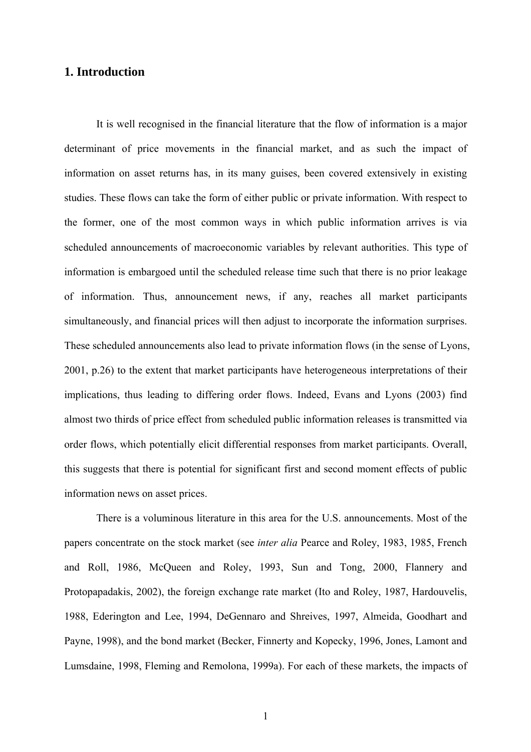## 1. Introduction

It is well recognised in the financial literature that the flow of information is a major determinant of price movements in the financial market, and as such the impact of information on asset returns has, in its many guises, been covered extensively in existing studies. These flows can take the form of either public or private information. With respect to the former, one of the most common ways in which public information arrives is via scheduled announcements of macroeconomic variables by relevant authorities. This type of information is embargoed until the scheduled release time such that there is no prior leakage of information. Thus, announcement news, if any, reaches all market participants simultaneously, and financial prices will then adjust to incorporate the information surprises. These scheduled announcements also lead to private information flows (in the sense of Lyons, 2001, p.26) to the extent that market participants have heterogeneous interpretations of their implications, thus leading to differing order flows. Indeed, Evans and Lyons (2003) find almost two thirds of price effect from scheduled public information releases is transmitted via order flows, which potentially elicit differential responses from market participants. Overall, this suggests that there is potential for significant first and second moment effects of public information news on asset prices.

There is a voluminous literature in this area for the U.S. announcements. Most of the papers concentrate on the stock market (see *inter alia* Pearce and Roley, 1983, 1985, French and Roll, 1986, McQueen and Roley, 1993, Sun and Tong, 2000, Flannery and Protopapadakis, 2002), the foreign exchange rate market (Ito and Roley, 1987, Hardouvelis, 1988, Ederington and Lee, 1994, DeGennaro and Shreives, 1997, Almeida, Goodhart and Payne, 1998), and the bond market (Becker, Finnerty and Kopecky, 1996, Jones, Lamont and Lumsdaine, 1998, Fleming and Remolona, 1999a). For each of these markets, the impacts of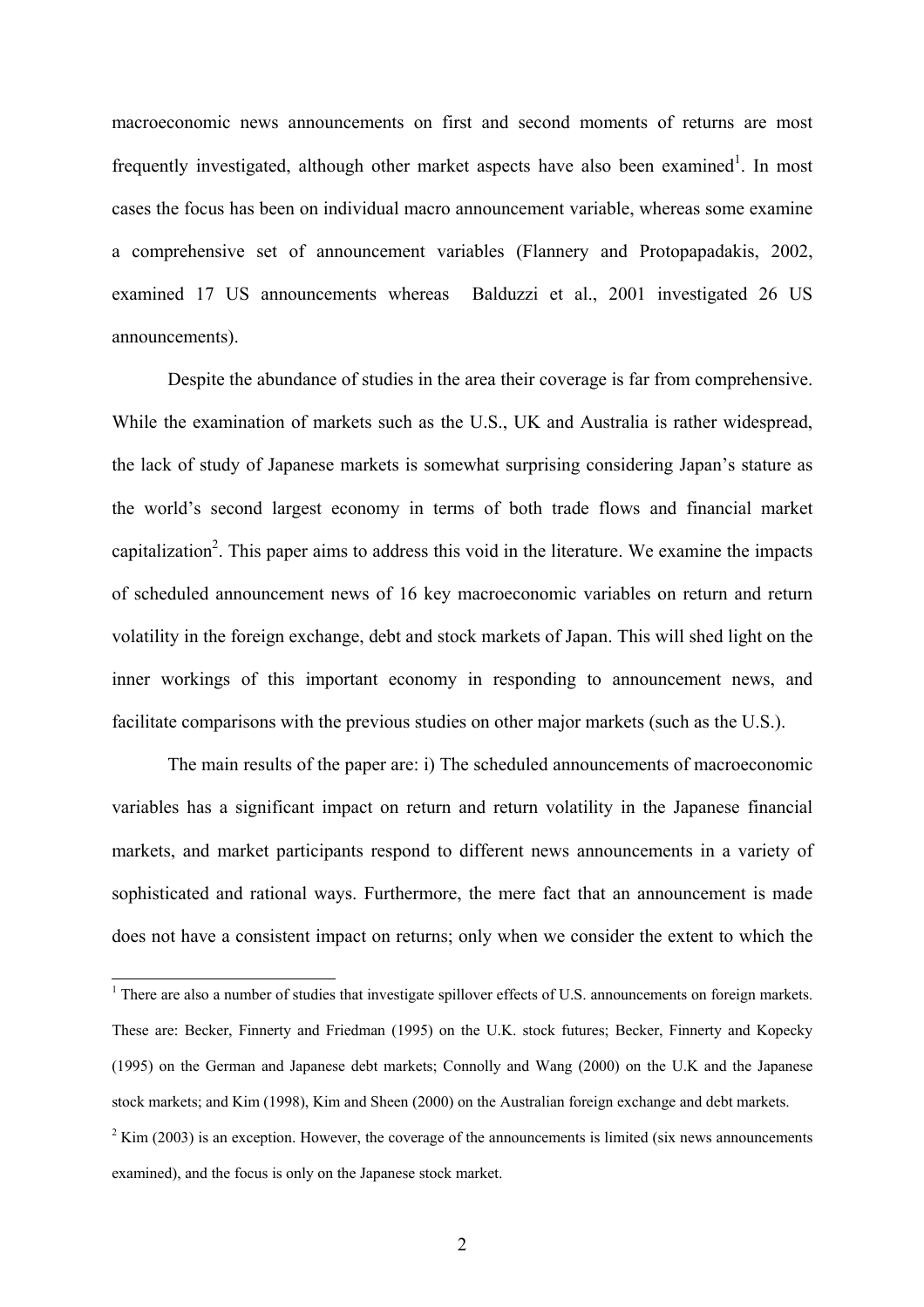macroeconomic news announcements on first and second moments of returns are most frequently investigated, although other market aspects have also been examined[1]. In most cases the focus has been on individual macro announcement variable, whereas some examine a comprehensive set of announcement variables (Flannery and Protopapadakis, 2002, examined 17 US announcements whereas Balduzzi et al., 2001 investigated 26 US announcements).

Despite the abundance of studies in the area their coverage is far from comprehensive. While the examination of markets such as the U.S., UK and Australia is rather widespread, the lack of study of Japanese markets is somewhat surprising considering Japan's stature as the world's second largest economy in terms of both trade flows and financial market capitalization[2]. This paper aims to address this void in the literature. We examine the impacts of scheduled announcement news of 16 key macroeconomic variables on return and return volatility in the foreign exchange, debt and stock markets of Japan. This will shed light on the inner workings of this important economy in responding to announcement news, and facilitate comparisons with the previous studies on other major markets (such as the U.S.).

The main results of the paper are: i) The scheduled announcements of macroeconomic variables has a significant impact on return and return volatility in the Japanese financial markets, and market participants respond to different news announcements in a variety of sophisticated and rational ways. Furthermore, the mere fact that an announcement is made does not have a consistent impact on returns; only when we consider the extent to which the

[1] There are also a number of studies that investigate spillover effects of U.S. announcements on foreign markets. These are: Becker, Finnerty and Friedman (1995) on the U.K. stock futures; Becker, Finnerty and Kopecky (1995) on the German and Japanese debt markets; Connolly and Wang (2000) on the U.K and the Japanese stock markets; and Kim (1998), Kim and Sheen (2000) on the Australian foreign exchange and debt markets.

[2] Kim (2003) is an exception. However, the coverage of the announcements is limited (six news announcements examined), and the focus is only on the Japanese stock market.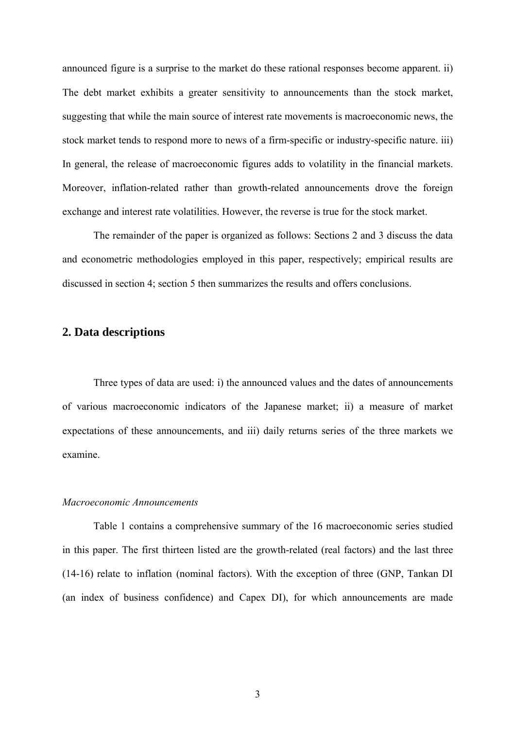announced figure is a surprise to the market do these rational responses become apparent. ii) The debt market exhibits a greater sensitivity to announcements than the stock market, suggesting that while the main source of interest rate movements is macroeconomic news, the stock market tends to respond more to news of a firm-specific or industry-specific nature. iii) In general, the release of macroeconomic figures adds to volatility in the financial markets. Moreover, inflation-related rather than growth-related announcements drove the foreign exchange and interest rate volatilities. However, the reverse is true for the stock market.

The remainder of the paper is organized as follows: Sections 2 and 3 discuss the data and econometric methodologies employed in this paper, respectively; empirical results are discussed in section 4; section 5 then summarizes the results and offers conclusions.

## 2. Data descriptions

Three types of data are used: i) the announced values and the dates of announcements of various macroeconomic indicators of the Japanese market; ii) a measure of market expectations of these announcements, and iii) daily returns series of the three markets we examine.

*Macroeconomic Announcements*

Table 1 contains a comprehensive summary of the 16 macroeconomic series studied in this paper. The first thirteen listed are the growth-related (real factors) and the last three (14-16) relate to inflation (nominal factors). With the exception of three (GNP, Tankan DI (an index of business confidence) and Capex DI), for which announcements are made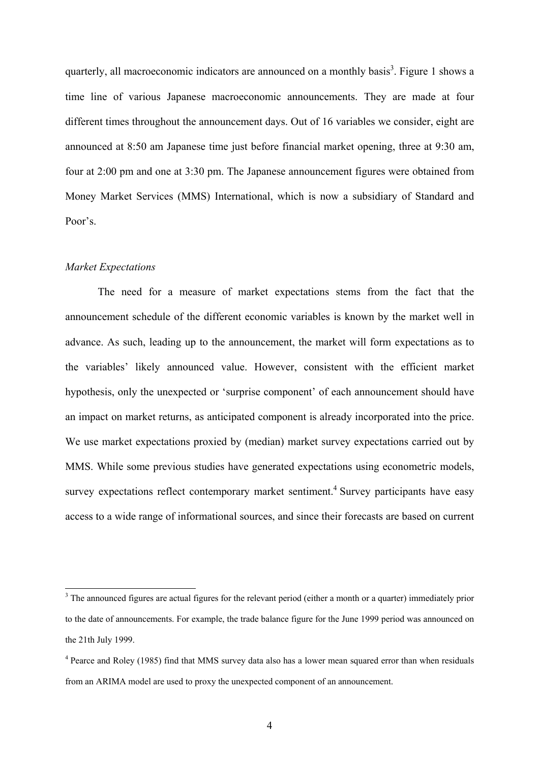quarterly, all macroeconomic indicators are announced on a monthly basis[3]. Figure 1 shows a time line of various Japanese macroeconomic announcements. They are made at four different times throughout the announcement days. Out of 16 variables we consider, eight are announced at 8:50 am Japanese time just before financial market opening, three at 9:30 am, four at 2:00 pm and one at 3:30 pm. The Japanese announcement figures were obtained from Money Market Services (MMS) International, which is now a subsidiary of Standard and Poor's.

*Market Expectations*

The need for a measure of market expectations stems from the fact that the announcement schedule of the different economic variables is known by the market well in advance. As such, leading up to the announcement, the market will form expectations as to the variables' likely announced value. However, consistent with the efficient market hypothesis, only the unexpected or 'surprise component' of each announcement should have an impact on market returns, as anticipated component is already incorporated into the price. We use market expectations proxied by (median) market survey expectations carried out by MMS. While some previous studies have generated expectations using econometric models, survey expectations reflect contemporary market sentiment.[4] Survey participants have easy access to a wide range of informational sources, and since their forecasts are based on current

[3] The announced figures are actual figures for the relevant period (either a month or a quarter) immediately prior to the date of announcements. For example, the trade balance figure for the June 1999 period was announced on the 21th July 1999.

[4] Pearce and Roley (1985) find that MMS survey data also has a lower mean squared error than when residuals from an ARIMA model are used to proxy the unexpected component of an announcement.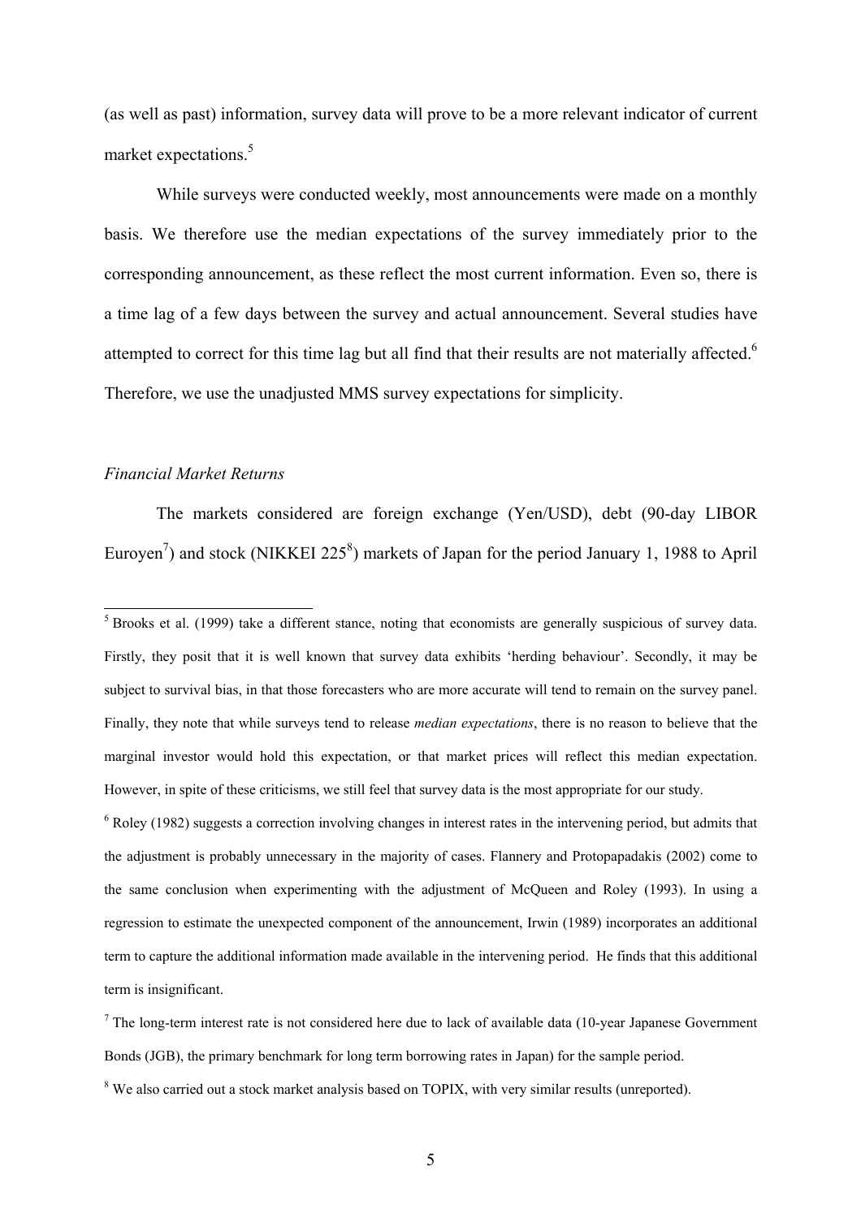(as well as past) information, survey data will prove to be a more relevant indicator of current market expectations.[5]

While surveys were conducted weekly, most announcements were made on a monthly basis. We therefore use the median expectations of the survey immediately prior to the corresponding announcement, as these reflect the most current information. Even so, there is a time lag of a few days between the survey and actual announcement. Several studies have attempted to correct for this time lag but all find that their results are not materially affected.[6] Therefore, we use the unadjusted MMS survey expectations for simplicity.

*Financial Market Returns*

The markets considered are foreign exchange (Yen/USD), debt (90-day LIBOR Euroyen[7]) and stock (NIKKEI 225[8]) markets of Japan for the period January 1, 1988 to April

---

[5] Brooks et al. (1999) take a different stance, noting that economists are generally suspicious of survey data. Firstly, they posit that it is well known that survey data exhibits 'herding behaviour'. Secondly, it may be subject to survival bias, in that those forecasters who are more accurate will tend to remain on the survey panel. Finally, they note that while surveys tend to release *median expectations*, there is no reason to believe that the marginal investor would hold this expectation, or that market prices will reflect this median expectation. However, in spite of these criticisms, we still feel that survey data is the most appropriate for our study.

[6] Roley (1982) suggests a correction involving changes in interest rates in the intervening period, but admits that the adjustment is probably unnecessary in the majority of cases. Flannery and Protopapadakis (2002) come to the same conclusion when experimenting with the adjustment of McQueen and Roley (1993). In using a regression to estimate the unexpected component of the announcement, Irwin (1989) incorporates an additional term to capture the additional information made available in the intervening period. He finds that this additional term is insignificant.

[7] The long-term interest rate is not considered here due to lack of available data (10-year Japanese Government Bonds (JGB), the primary benchmark for long term borrowing rates in Japan) for the sample period.

[8] We also carried out a stock market analysis based on TOPIX, with very similar results (unreported).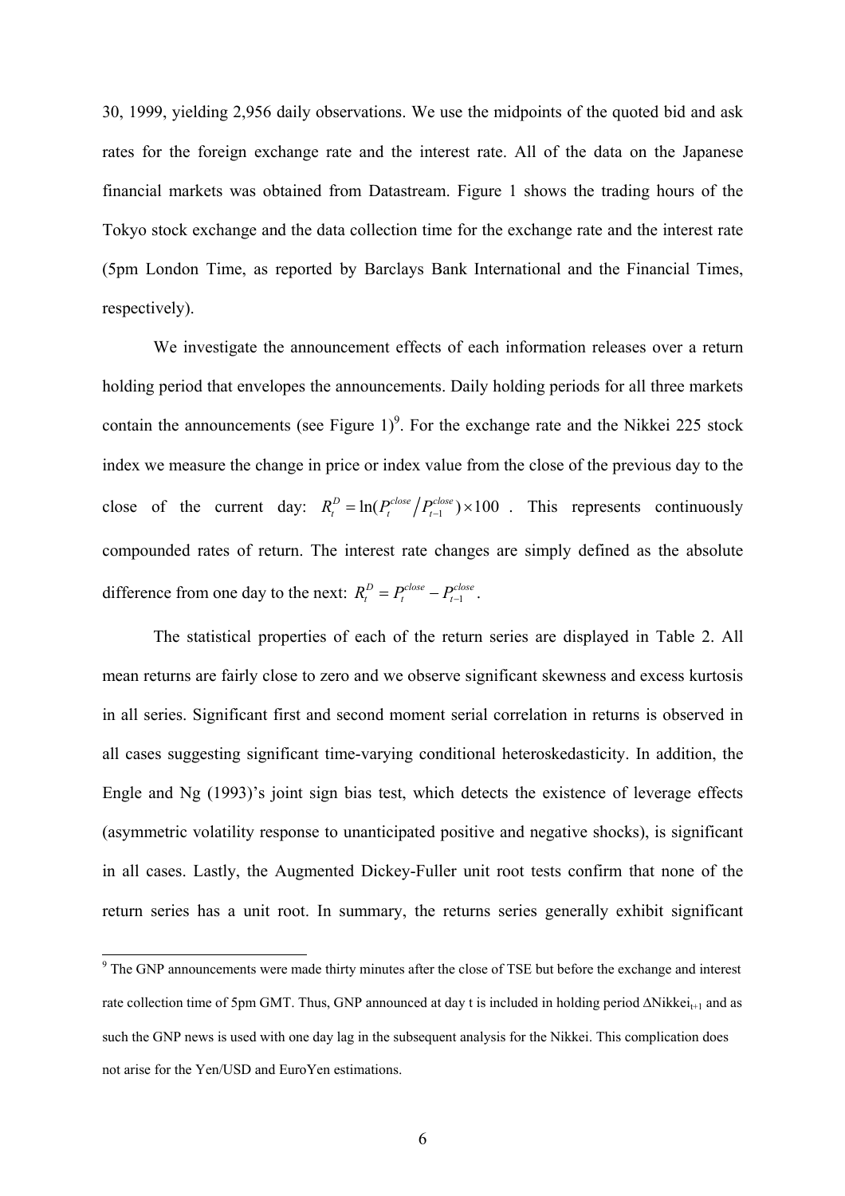30, 1999, yielding 2,956 daily observations. We use the midpoints of the quoted bid and ask rates for the foreign exchange rate and the interest rate. All of the data on the Japanese financial markets was obtained from Datastream. Figure 1 shows the trading hours of the Tokyo stock exchange and the data collection time for the exchange rate and the interest rate (5pm London Time, as reported by Barclays Bank International and the Financial Times, respectively).

We investigate the announcement effects of each information releases over a return holding period that envelopes the announcements. Daily holding periods for all three markets contain the announcements (see Figure 1)[9]. For the exchange rate and the Nikkei 225 stock index we measure the change in price or index value from the close of the previous day to the close of the current day: $R_t^D = \ln(P_t^{close} / P_{t-1}^{close}) \times 100$ . This represents continuously compounded rates of return. The interest rate changes are simply defined as the absolute difference from one day to the next: $R_t^D = P_t^{close} - P_{t-1}^{close}$.

The statistical properties of each of the return series are displayed in Table 2. All mean returns are fairly close to zero and we observe significant skewness and excess kurtosis in all series. Significant first and second moment serial correlation in returns is observed in all cases suggesting significant time-varying conditional heteroskedasticity. In addition, the Engle and Ng (1993)'s joint sign bias test, which detects the existence of leverage effects (asymmetric volatility response to unanticipated positive and negative shocks), is significant in all cases. Lastly, the Augmented Dickey-Fuller unit root tests confirm that none of the return series has a unit root. In summary, the returns series generally exhibit significant

[9] The GNP announcements were made thirty minutes after the close of TSE but before the exchange and interest rate collection time of 5pm GMT. Thus, GNP announced at day t is included in holding period $\Delta Nikkei_{t+1}$ and as such the GNP news is used with one day lag in the subsequent analysis for the Nikkei. This complication does not arise for the Yen/USD and EuroYen estimations.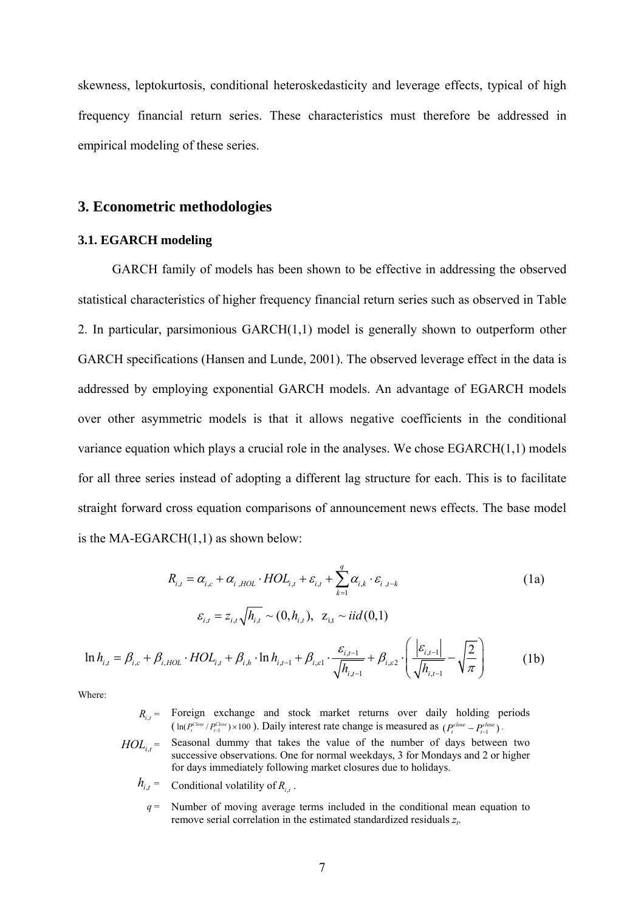skewness, leptokurtosis, conditional heteroskedasticity and leverage effects, typical of high frequency financial return series. These characteristics must therefore be addressed in empirical modeling of these series.

## 3. Econometric methodologies

### 3.1. EGARCH modeling

GARCH family of models has been shown to be effective in addressing the observed statistical characteristics of higher frequency financial return series such as observed in Table 2. In particular, parsimonious GARCH(1,1) model is generally shown to outperform other GARCH specifications (Hansen and Lunde, 2001). The observed leverage effect in the data is addressed by employing exponential GARCH models. An advantage of EGARCH models over other asymmetric models is that it allows negative coefficients in the conditional variance equation which plays a crucial role in the analyses. We chose EGARCH(1,1) models for all three series instead of adopting a different lag structure for each. This is to facilitate straight forward cross equation comparisons of announcement news effects. The base model is the MA-EGARCH(1,1) as shown below:

$$R_{i,t} = \alpha_{i,c} + \alpha_{i,HOL} \cdot HOL_{i,t} + \varepsilon_{i,t} + \sum_{k=1}^{q} \alpha_{i,k} \cdot \varepsilon_{i,t-k} \tag{1a}$$

$$\varepsilon_{i,t} = z_{i,t}\sqrt{h_{i,t}} \sim (0, h_{i,t}), \;\; z_{i,t} \sim iid(0,1)$$

$$\ln h_{i,t} = \beta_{i,c} + \beta_{i,HOL} \cdot HOL_{i,t} + \beta_{i,h} \cdot \ln h_{i,t-1} + \beta_{i,\varepsilon 1} \cdot \frac{\varepsilon_{i,t-1}}{\sqrt{h_{i,t-1}}} + \beta_{i,\varepsilon 2} \cdot \left( \frac{|\varepsilon_{i,t-1}|}{\sqrt{h_{i,t-1}}} - \sqrt{\frac{2}{\pi}} \right) \tag{1b}$$

Where:

- $R_{i,t}$ = Foreign exchange and stock market returns over daily holding periods ($\ln(P_t^{Close}/P_{t-1}^{Close}) \times 100$). Daily interest rate change is measured as $(P_t^{close} - P_{t-1}^{close})$.
- $HOL_{i,t}$ = Seasonal dummy that takes the value of the number of days between two successive observations. One for normal weekdays, 3 for Mondays and 2 or higher for days immediately following market closures due to holidays.
- $h_{i,t}$ = Conditional volatility of $R_{i,t}$.
- $q$ = Number of moving average terms included in the conditional mean equation to remove serial correlation in the estimated standardized residuals $z_t$.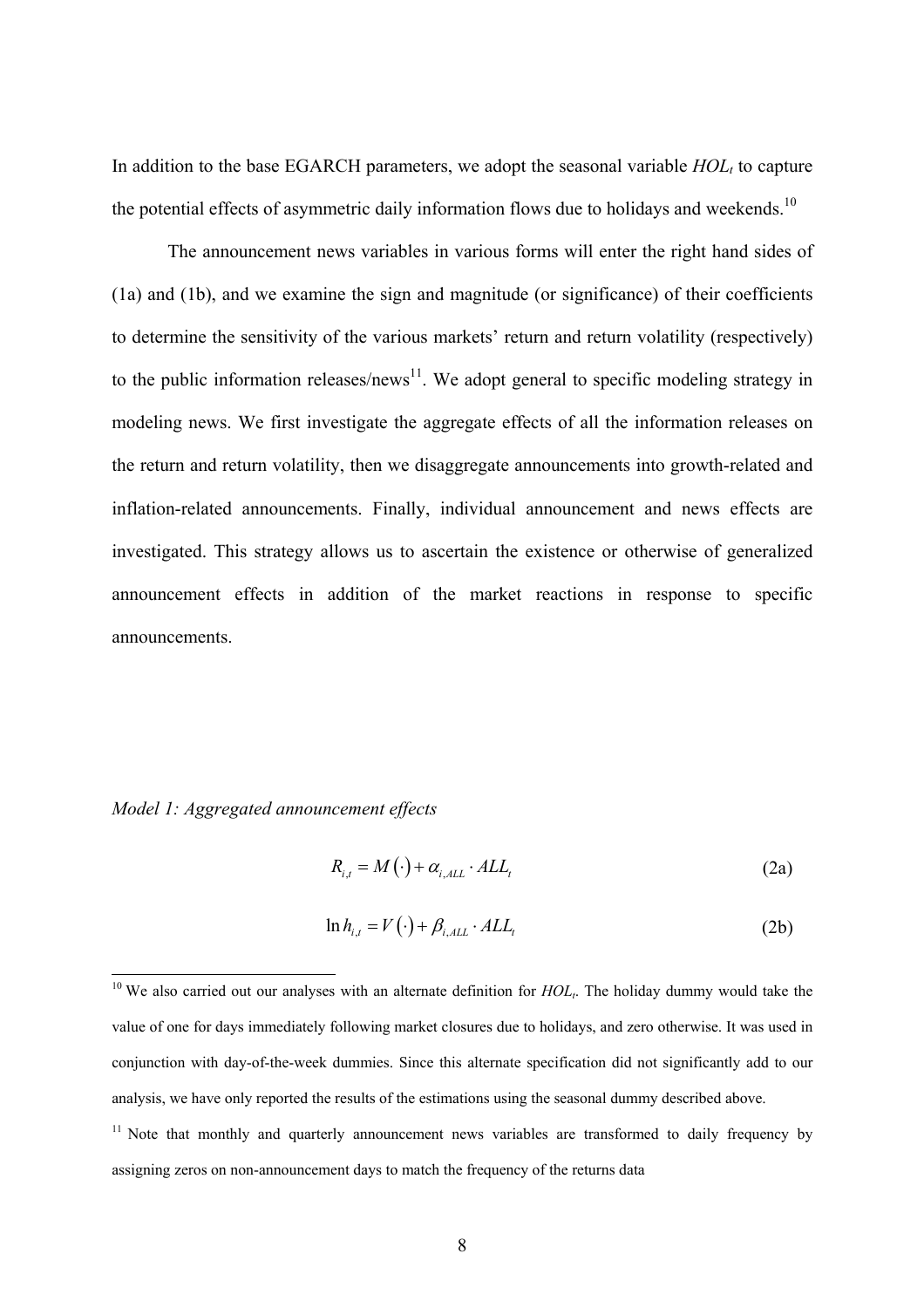In addition to the base EGARCH parameters, we adopt the seasonal variable $HOL_t$ to capture the potential effects of asymmetric daily information flows due to holidays and weekends.[10]

The announcement news variables in various forms will enter the right hand sides of (1a) and (1b), and we examine the sign and magnitude (or significance) of their coefficients to determine the sensitivity of the various markets' return and return volatility (respectively) to the public information releases/news[11]. We adopt general to specific modeling strategy in modeling news. We first investigate the aggregate effects of all the information releases on the return and return volatility, then we disaggregate announcements into growth-related and inflation-related announcements. Finally, individual announcement and news effects are investigated. This strategy allows us to ascertain the existence or otherwise of generalized announcement effects in addition of the market reactions in response to specific announcements.

*Model 1: Aggregated announcement effects*

$$R_{i,t} = M(\cdot) + \alpha_{i,ALL} \cdot ALL_t \tag{2a}$$

$$\ln h_{i,t} = V(\cdot) + \beta_{i,ALL} \cdot ALL_t \tag{2b}$$

---

[10] We also carried out our analyses with an alternate definition for $HOL_t$. The holiday dummy would take the value of one for days immediately following market closures due to holidays, and zero otherwise. It was used in conjunction with day-of-the-week dummies. Since this alternate specification did not significantly add to our analysis, we have only reported the results of the estimations using the seasonal dummy described above.

[11] Note that monthly and quarterly announcement news variables are transformed to daily frequency by assigning zeros on non-announcement days to match the frequency of the returns data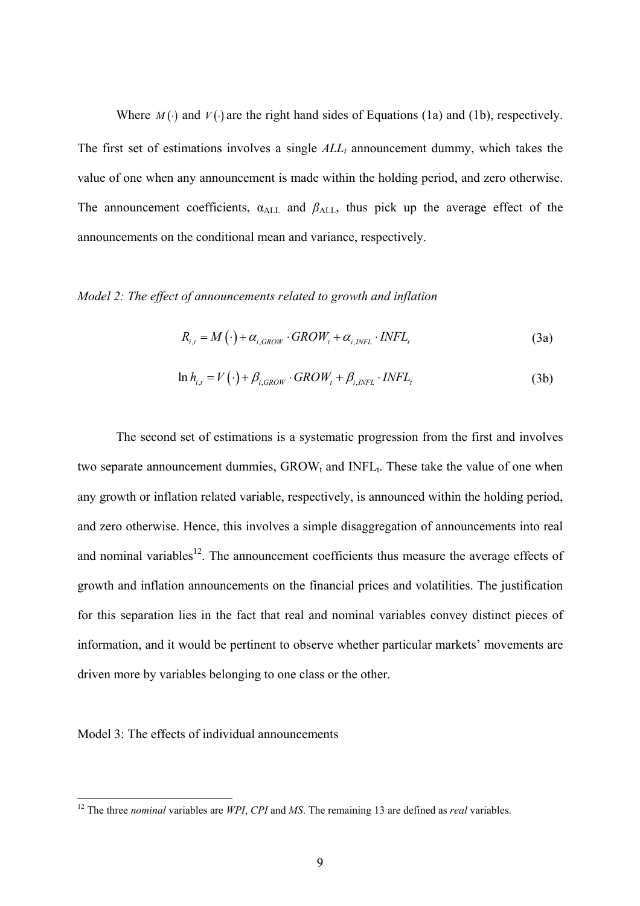Where $M(\cdot)$ and $V(\cdot)$ are the right hand sides of Equations (1a) and (1b), respectively. The first set of estimations involves a single $ALL_t$ announcement dummy, which takes the value of one when any announcement is made within the holding period, and zero otherwise. The announcement coefficients, $\alpha_{ALL}$ and $\beta_{ALL}$, thus pick up the average effect of the announcements on the conditional mean and variance, respectively.

*Model 2: The effect of announcements related to growth and inflation*

$$R_{i,t} = M\left(\cdot\right) + \alpha_{i,GROW} \cdot GROW_t + \alpha_{i,INFL} \cdot INFL_t \tag{3a}$$

$$\ln h_{i,t} = V\left(\cdot\right) + \beta_{i,GROW} \cdot GROW_t + \beta_{i,INFL} \cdot INFL_t \tag{3b}$$

The second set of estimations is a systematic progression from the first and involves two separate announcement dummies, $GROW_t$ and $INFL_t$. These take the value of one when any growth or inflation related variable, respectively, is announced within the holding period, and zero otherwise. Hence, this involves a simple disaggregation of announcements into real and nominal variables[12]. The announcement coefficients thus measure the average effects of growth and inflation announcements on the financial prices and volatilities. The justification for this separation lies in the fact that real and nominal variables convey distinct pieces of information, and it would be pertinent to observe whether particular markets' movements are driven more by variables belonging to one class or the other.

Model 3: The effects of individual announcements

[12] The three *nominal* variables are *WPI*, *CPI* and *MS*. The remaining 13 are defined as *real* variables.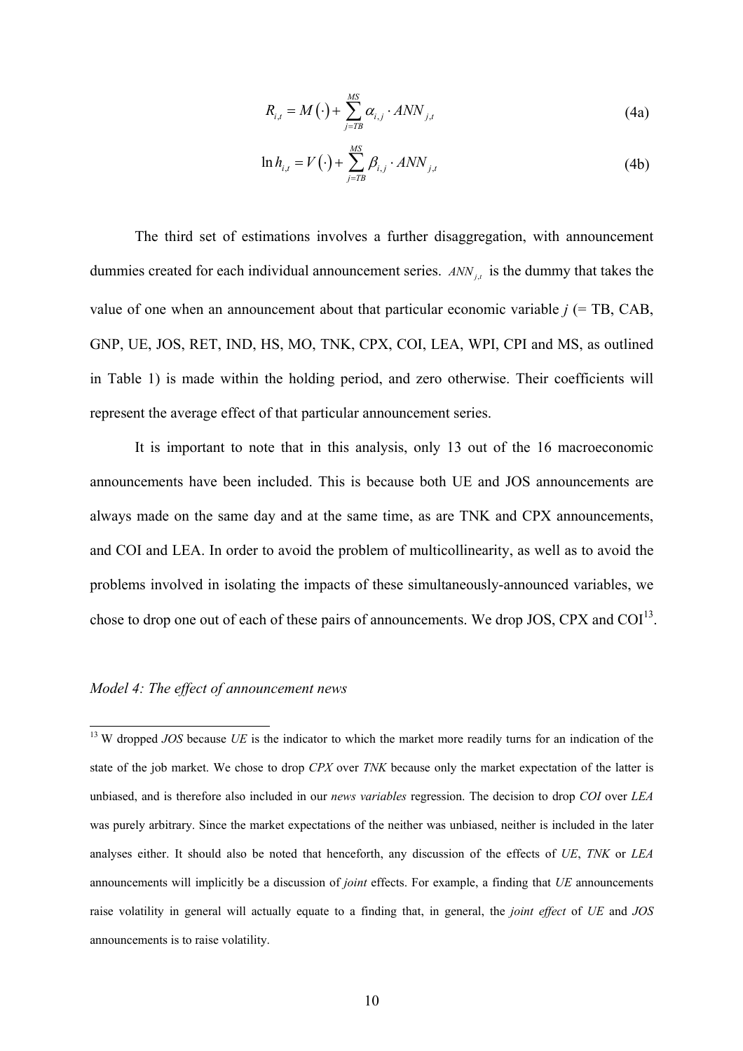$$R_{i,t} = M(\cdot) + \sum_{j=TB}^{MS} \alpha_{i,j} \cdot ANN_{j,t} \tag{4a}$$

$$\ln h_{i,t} = V(\cdot) + \sum_{j=TB}^{MS} \beta_{i,j} \cdot ANN_{j,t} \tag{4b}$$

The third set of estimations involves a further disaggregation, with announcement dummies created for each individual announcement series. $ANN_{j,t}$ is the dummy that takes the value of one when an announcement about that particular economic variable $j$ (= TB, CAB, GNP, UE, JOS, RET, IND, HS, MO, TNK, CPX, COI, LEA, WPI, CPI and MS, as outlined in Table 1) is made within the holding period, and zero otherwise. Their coefficients will represent the average effect of that particular announcement series.

It is important to note that in this analysis, only 13 out of the 16 macroeconomic announcements have been included. This is because both UE and JOS announcements are always made on the same day and at the same time, as are TNK and CPX announcements, and COI and LEA. In order to avoid the problem of multicollinearity, as well as to avoid the problems involved in isolating the impacts of these simultaneously-announced variables, we chose to drop one out of each of these pairs of announcements. We drop JOS, CPX and COI[13].

*Model 4: The effect of announcement news*

[13] W dropped *JOS* because *UE* is the indicator to which the market more readily turns for an indication of the state of the job market. We chose to drop *CPX* over *TNK* because only the market expectation of the latter is unbiased, and is therefore also included in our *news variables* regression. The decision to drop *COI* over *LEA* was purely arbitrary. Since the market expectations of the neither was unbiased, neither is included in the later analyses either. It should also be noted that henceforth, any discussion of the effects of *UE*, *TNK* or *LEA* announcements will implicitly be a discussion of *joint* effects. For example, a finding that *UE* announcements raise volatility in general will actually equate to a finding that, in general, the *joint effect* of *UE* and *JOS* announcements is to raise volatility.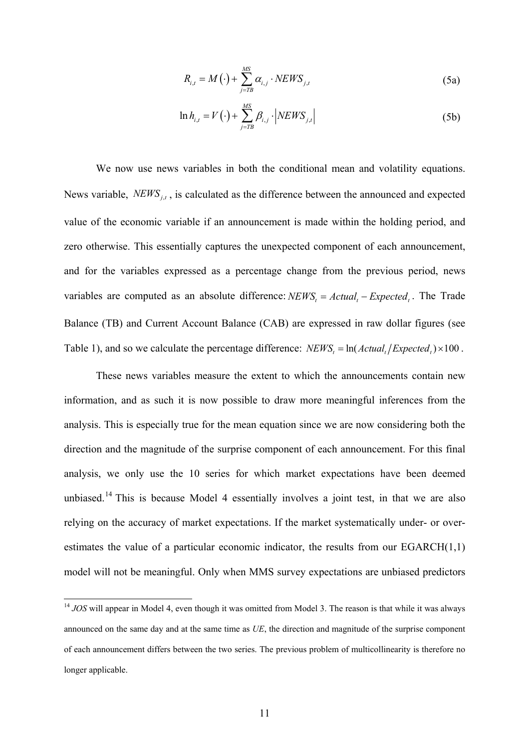$$R_{i,t} = M\left(\cdot\right) + \sum_{j=TB}^{MS} \alpha_{i,j} \cdot NEWS_{j,t} \tag{5a}$$

$$\ln h_{i,t} = V\left(\cdot\right) + \sum_{j=TB}^{MS} \beta_{i,j} \cdot \left|NEWS_{j,t}\right| \tag{5b}$$

We now use news variables in both the conditional mean and volatility equations. News variable, $NEWS_{j,t}$, is calculated as the difference between the announced and expected value of the economic variable if an announcement is made within the holding period, and zero otherwise. This essentially captures the unexpected component of each announcement, and for the variables expressed as a percentage change from the previous period, news variables are computed as an absolute difference: $NEWS_t = Actual_t - Expected_t$. The Trade Balance (TB) and Current Account Balance (CAB) are expressed in raw dollar figures (see Table 1), and so we calculate the percentage difference: $NEWS_t = \ln(Actual_t / Expected_t) \times 100$.

These news variables measure the extent to which the announcements contain new information, and as such it is now possible to draw more meaningful inferences from the analysis. This is especially true for the mean equation since we are now considering both the direction and the magnitude of the surprise component of each announcement. For this final analysis, we only use the 10 series for which market expectations have been deemed unbiased.[14] This is because Model 4 essentially involves a joint test, in that we are also relying on the accuracy of market expectations. If the market systematically under- or over-estimates the value of a particular economic indicator, the results from our EGARCH(1,1) model will not be meaningful. Only when MMS survey expectations are unbiased predictors

[14] *JOS* will appear in Model 4, even though it was omitted from Model 3. The reason is that while it was always announced on the same day and at the same time as *UE*, the direction and magnitude of the surprise component of each announcement differs between the two series. The previous problem of multicollinearity is therefore no longer applicable.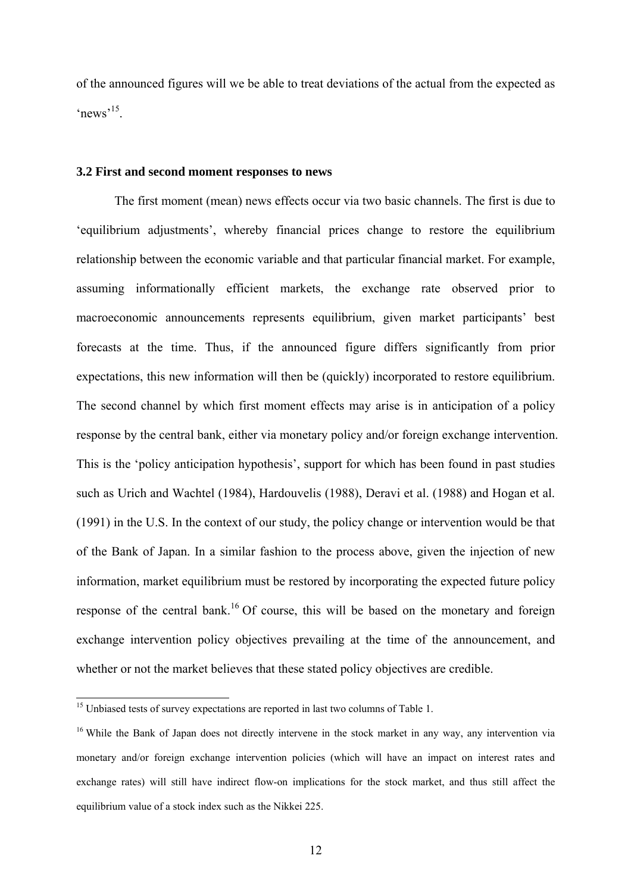of the announced figures will we be able to treat deviations of the actual from the expected as 'news'[15].

### 3.2 First and second moment responses to news

The first moment (mean) news effects occur via two basic channels. The first is due to 'equilibrium adjustments', whereby financial prices change to restore the equilibrium relationship between the economic variable and that particular financial market. For example, assuming informationally efficient markets, the exchange rate observed prior to macroeconomic announcements represents equilibrium, given market participants' best forecasts at the time. Thus, if the announced figure differs significantly from prior expectations, this new information will then be (quickly) incorporated to restore equilibrium. The second channel by which first moment effects may arise is in anticipation of a policy response by the central bank, either via monetary policy and/or foreign exchange intervention. This is the 'policy anticipation hypothesis', support for which has been found in past studies such as Urich and Wachtel (1984), Hardouvelis (1988), Deravi et al. (1988) and Hogan et al. (1991) in the U.S. In the context of our study, the policy change or intervention would be that of the Bank of Japan. In a similar fashion to the process above, given the injection of new information, market equilibrium must be restored by incorporating the expected future policy response of the central bank.[16] Of course, this will be based on the monetary and foreign exchange intervention policy objectives prevailing at the time of the announcement, and whether or not the market believes that these stated policy objectives are credible.

---

[15] Unbiased tests of survey expectations are reported in last two columns of Table 1.

[16] While the Bank of Japan does not directly intervene in the stock market in any way, any intervention via monetary and/or foreign exchange intervention policies (which will have an impact on interest rates and exchange rates) will still have indirect flow-on implications for the stock market, and thus still affect the equilibrium value of a stock index such as the Nikkei 225.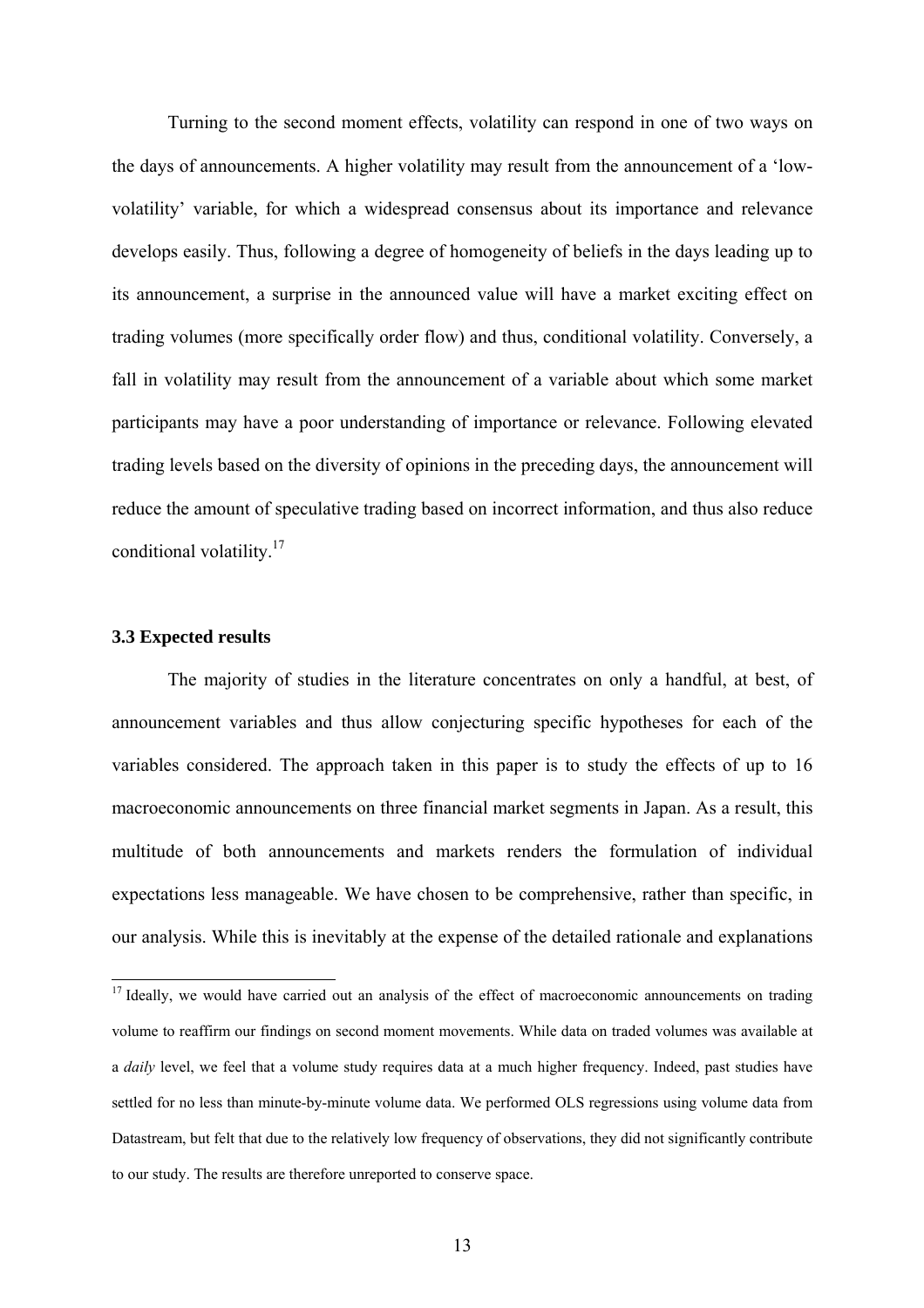Turning to the second moment effects, volatility can respond in one of two ways on the days of announcements. A higher volatility may result from the announcement of a 'low-volatility' variable, for which a widespread consensus about its importance and relevance develops easily. Thus, following a degree of homogeneity of beliefs in the days leading up to its announcement, a surprise in the announced value will have a market exciting effect on trading volumes (more specifically order flow) and thus, conditional volatility. Conversely, a fall in volatility may result from the announcement of a variable about which some market participants may have a poor understanding of importance or relevance. Following elevated trading levels based on the diversity of opinions in the preceding days, the announcement will reduce the amount of speculative trading based on incorrect information, and thus also reduce conditional volatility.[17]

### 3.3 Expected results

The majority of studies in the literature concentrates on only a handful, at best, of announcement variables and thus allow conjecturing specific hypotheses for each of the variables considered. The approach taken in this paper is to study the effects of up to 16 macroeconomic announcements on three financial market segments in Japan. As a result, this multitude of both announcements and markets renders the formulation of individual expectations less manageable. We have chosen to be comprehensive, rather than specific, in our analysis. While this is inevitably at the expense of the detailed rationale and explanations

[17] Ideally, we would have carried out an analysis of the effect of macroeconomic announcements on trading volume to reaffirm our findings on second moment movements. While data on traded volumes was available at a *daily* level, we feel that a volume study requires data at a much higher frequency. Indeed, past studies have settled for no less than minute-by-minute volume data. We performed OLS regressions using volume data from Datastream, but felt that due to the relatively low frequency of observations, they did not significantly contribute to our study. The results are therefore unreported to conserve space.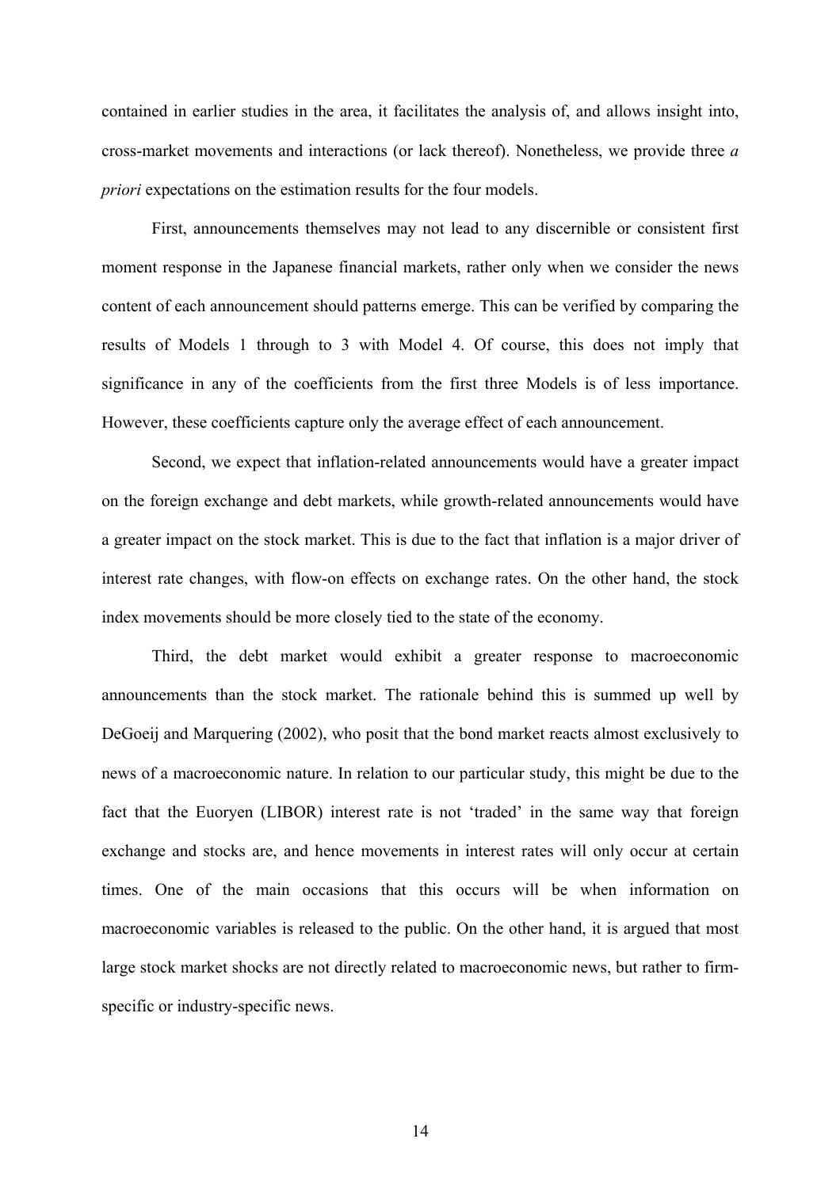contained in earlier studies in the area, it facilitates the analysis of, and allows insight into, cross-market movements and interactions (or lack thereof). Nonetheless, we provide three *a priori* expectations on the estimation results for the four models.

First, announcements themselves may not lead to any discernible or consistent first moment response in the Japanese financial markets, rather only when we consider the news content of each announcement should patterns emerge. This can be verified by comparing the results of Models 1 through to 3 with Model 4. Of course, this does not imply that significance in any of the coefficients from the first three Models is of less importance. However, these coefficients capture only the average effect of each announcement.

Second, we expect that inflation-related announcements would have a greater impact on the foreign exchange and debt markets, while growth-related announcements would have a greater impact on the stock market. This is due to the fact that inflation is a major driver of interest rate changes, with flow-on effects on exchange rates. On the other hand, the stock index movements should be more closely tied to the state of the economy.

Third, the debt market would exhibit a greater response to macroeconomic announcements than the stock market. The rationale behind this is summed up well by DeGoeij and Marquering (2002), who posit that the bond market reacts almost exclusively to news of a macroeconomic nature. In relation to our particular study, this might be due to the fact that the Euoryen (LIBOR) interest rate is not 'traded' in the same way that foreign exchange and stocks are, and hence movements in interest rates will only occur at certain times. One of the main occasions that this occurs will be when information on macroeconomic variables is released to the public. On the other hand, it is argued that most large stock market shocks are not directly related to macroeconomic news, but rather to firm-specific or industry-specific news.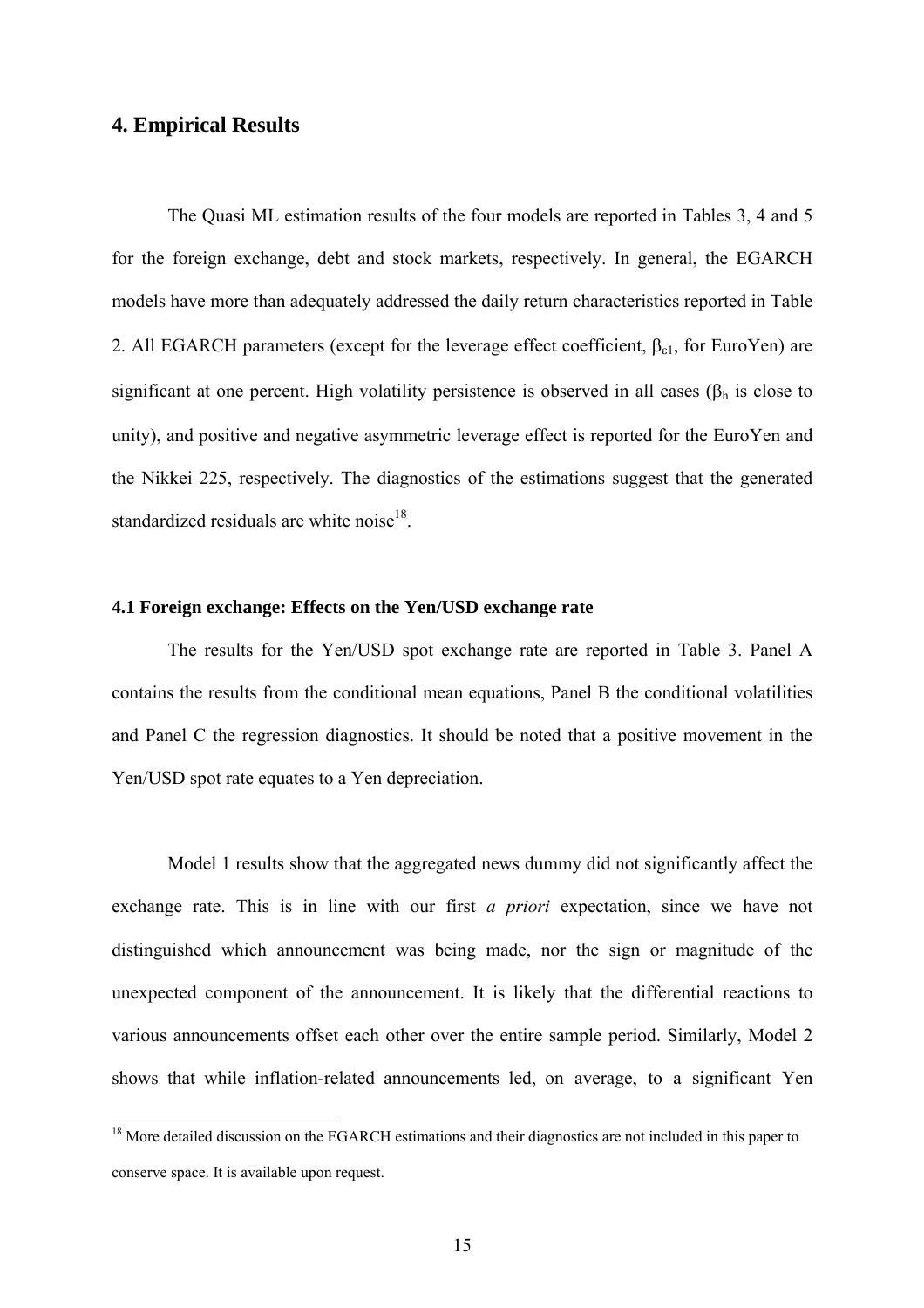## 4. Empirical Results

The Quasi ML estimation results of the four models are reported in Tables 3, 4 and 5 for the foreign exchange, debt and stock markets, respectively. In general, the EGARCH models have more than adequately addressed the daily return characteristics reported in Table 2. All EGARCH parameters (except for the leverage effect coefficient, $\beta_{\varepsilon 1}$, for EuroYen) are significant at one percent. High volatility persistence is observed in all cases ($\beta_h$ is close to unity), and positive and negative asymmetric leverage effect is reported for the EuroYen and the Nikkei 225, respectively. The diagnostics of the estimations suggest that the generated standardized residuals are white noise[18].

### 4.1 Foreign exchange: Effects on the Yen/USD exchange rate

The results for the Yen/USD spot exchange rate are reported in Table 3. Panel A contains the results from the conditional mean equations, Panel B the conditional volatilities and Panel C the regression diagnostics. It should be noted that a positive movement in the Yen/USD spot rate equates to a Yen depreciation.

Model 1 results show that the aggregated news dummy did not significantly affect the exchange rate. This is in line with our first *a priori* expectation, since we have not distinguished which announcement was being made, nor the sign or magnitude of the unexpected component of the announcement. It is likely that the differential reactions to various announcements offset each other over the entire sample period. Similarly, Model 2 shows that while inflation-related announcements led, on average, to a significant Yen

[18] More detailed discussion on the EGARCH estimations and their diagnostics are not included in this paper to conserve space. It is available upon request.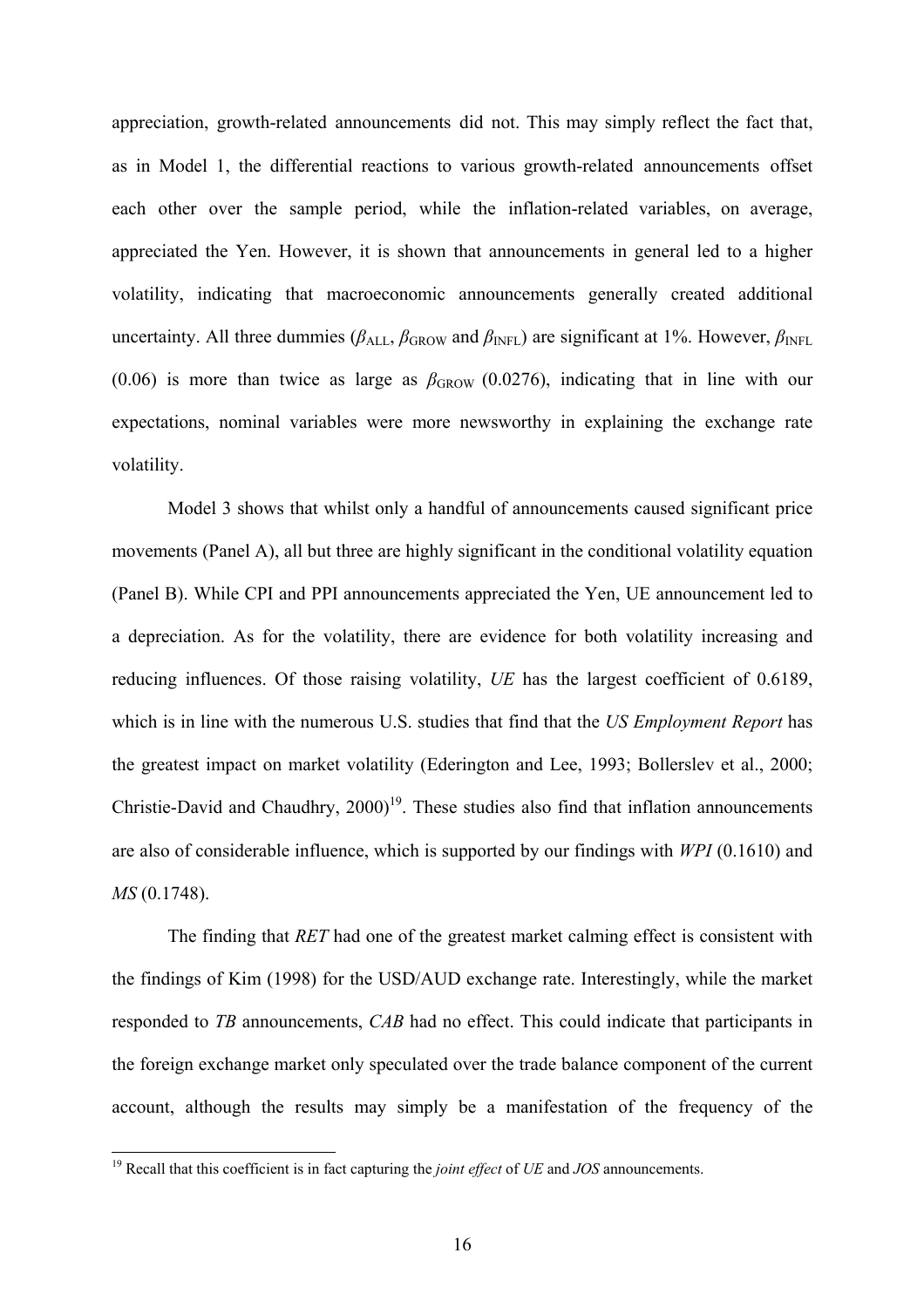appreciation, growth-related announcements did not. This may simply reflect the fact that, as in Model 1, the differential reactions to various growth-related announcements offset each other over the sample period, while the inflation-related variables, on average, appreciated the Yen. However, it is shown that announcements in general led to a higher volatility, indicating that macroeconomic announcements generally created additional uncertainty. All three dummies ($\beta_{\mathrm{ALL}}$, $\beta_{\mathrm{GROW}}$ and $\beta_{\mathrm{INFL}}$) are significant at 1%. However, $\beta_{\mathrm{INFL}}$ (0.06) is more than twice as large as $\beta_{\mathrm{GROW}}$ (0.0276), indicating that in line with our expectations, nominal variables were more newsworthy in explaining the exchange rate volatility.

Model 3 shows that whilst only a handful of announcements caused significant price movements (Panel A), all but three are highly significant in the conditional volatility equation (Panel B). While CPI and PPI announcements appreciated the Yen, UE announcement led to a depreciation. As for the volatility, there are evidence for both volatility increasing and reducing influences. Of those raising volatility, *UE* has the largest coefficient of 0.6189, which is in line with the numerous U.S. studies that find that the *US Employment Report* has the greatest impact on market volatility (Ederington and Lee, 1993; Bollerslev et al., 2000; Christie-David and Chaudhry, 2000)[19]. These studies also find that inflation announcements are also of considerable influence, which is supported by our findings with *WPI* (0.1610) and *MS* (0.1748).

The finding that *RET* had one of the greatest market calming effect is consistent with the findings of Kim (1998) for the USD/AUD exchange rate. Interestingly, while the market responded to *TB* announcements, *CAB* had no effect. This could indicate that participants in the foreign exchange market only speculated over the trade balance component of the current account, although the results may simply be a manifestation of the frequency of the

[19] Recall that this coefficient is in fact capturing the *joint effect* of *UE* and *JOS* announcements.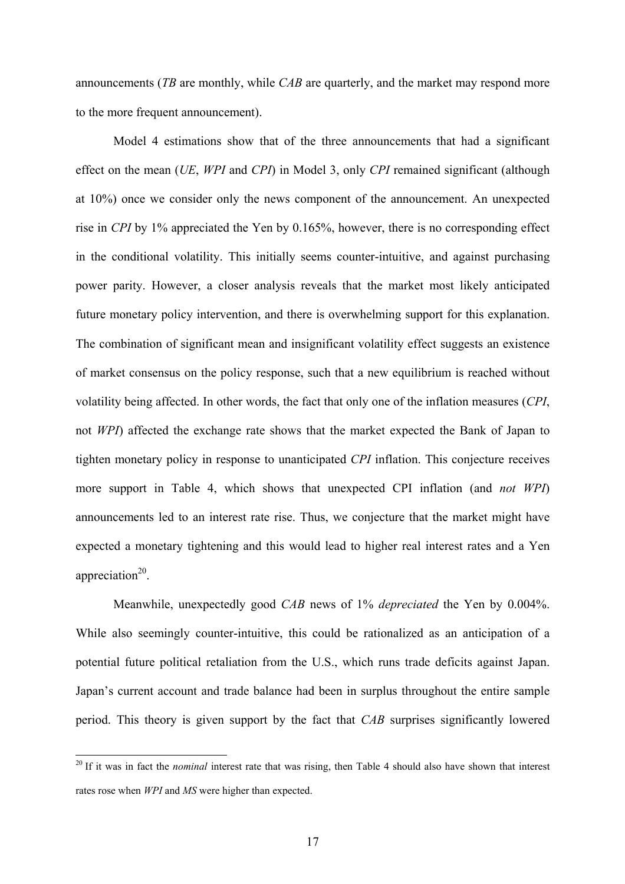announcements (*TB* are monthly, while *CAB* are quarterly, and the market may respond more to the more frequent announcement).

Model 4 estimations show that of the three announcements that had a significant effect on the mean (*UE*, *WPI* and *CPI*) in Model 3, only *CPI* remained significant (although at 10%) once we consider only the news component of the announcement. An unexpected rise in *CPI* by 1% appreciated the Yen by 0.165%, however, there is no corresponding effect in the conditional volatility. This initially seems counter-intuitive, and against purchasing power parity. However, a closer analysis reveals that the market most likely anticipated future monetary policy intervention, and there is overwhelming support for this explanation. The combination of significant mean and insignificant volatility effect suggests an existence of market consensus on the policy response, such that a new equilibrium is reached without volatility being affected. In other words, the fact that only one of the inflation measures (*CPI*, not *WPI*) affected the exchange rate shows that the market expected the Bank of Japan to tighten monetary policy in response to unanticipated *CPI* inflation. This conjecture receives more support in Table 4, which shows that unexpected CPI inflation (and *not WPI*) announcements led to an interest rate rise. Thus, we conjecture that the market might have expected a monetary tightening and this would lead to higher real interest rates and a Yen appreciation[20].

Meanwhile, unexpectedly good *CAB* news of 1% *depreciated* the Yen by 0.004%. While also seemingly counter-intuitive, this could be rationalized as an anticipation of a potential future political retaliation from the U.S., which runs trade deficits against Japan. Japan's current account and trade balance had been in surplus throughout the entire sample period. This theory is given support by the fact that *CAB* surprises significantly lowered

[20] If it was in fact the *nominal* interest rate that was rising, then Table 4 should also have shown that interest rates rose when *WPI* and *MS* were higher than expected.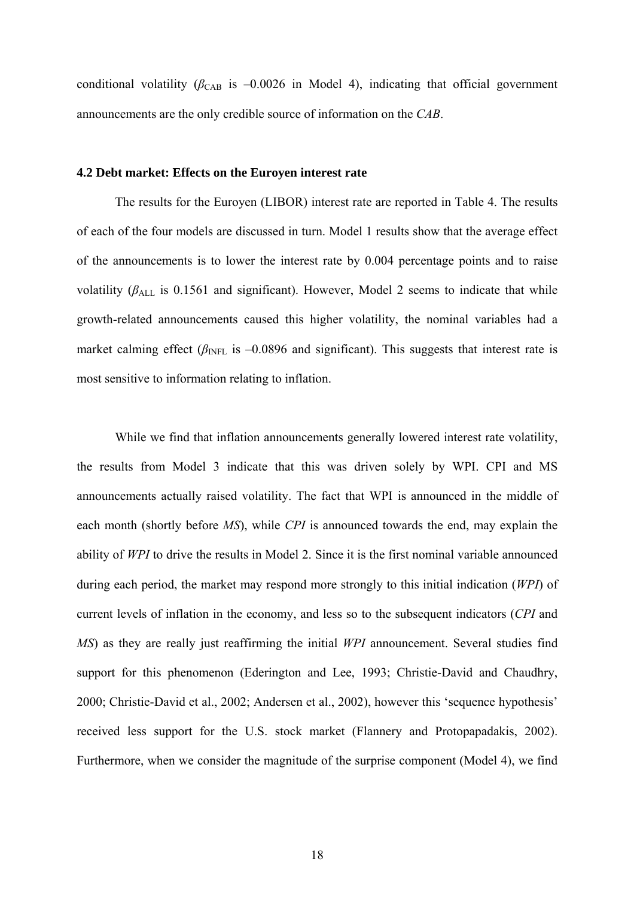conditional volatility ($\beta_{\text{CAB}}$ is –0.0026 in Model 4), indicating that official government announcements are the only credible source of information on the *CAB*.

### 4.2 Debt market: Effects on the Euroyen interest rate

The results for the Euroyen (LIBOR) interest rate are reported in Table 4. The results of each of the four models are discussed in turn. Model 1 results show that the average effect of the announcements is to lower the interest rate by 0.004 percentage points and to raise volatility ($\beta_{\text{ALL}}$ is 0.1561 and significant). However, Model 2 seems to indicate that while growth-related announcements caused this higher volatility, the nominal variables had a market calming effect ($\beta_{\text{INFL}}$ is –0.0896 and significant). This suggests that interest rate is most sensitive to information relating to inflation.

While we find that inflation announcements generally lowered interest rate volatility, the results from Model 3 indicate that this was driven solely by WPI. CPI and MS announcements actually raised volatility. The fact that WPI is announced in the middle of each month (shortly before *MS*), while *CPI* is announced towards the end, may explain the ability of *WPI* to drive the results in Model 2. Since it is the first nominal variable announced during each period, the market may respond more strongly to this initial indication (*WPI*) of current levels of inflation in the economy, and less so to the subsequent indicators (*CPI* and *MS*) as they are really just reaffirming the initial *WPI* announcement. Several studies find support for this phenomenon (Ederington and Lee, 1993; Christie-David and Chaudhry, 2000; Christie-David et al., 2002; Andersen et al., 2002), however this 'sequence hypothesis' received less support for the U.S. stock market (Flannery and Protopapadakis, 2002). Furthermore, when we consider the magnitude of the surprise component (Model 4), we find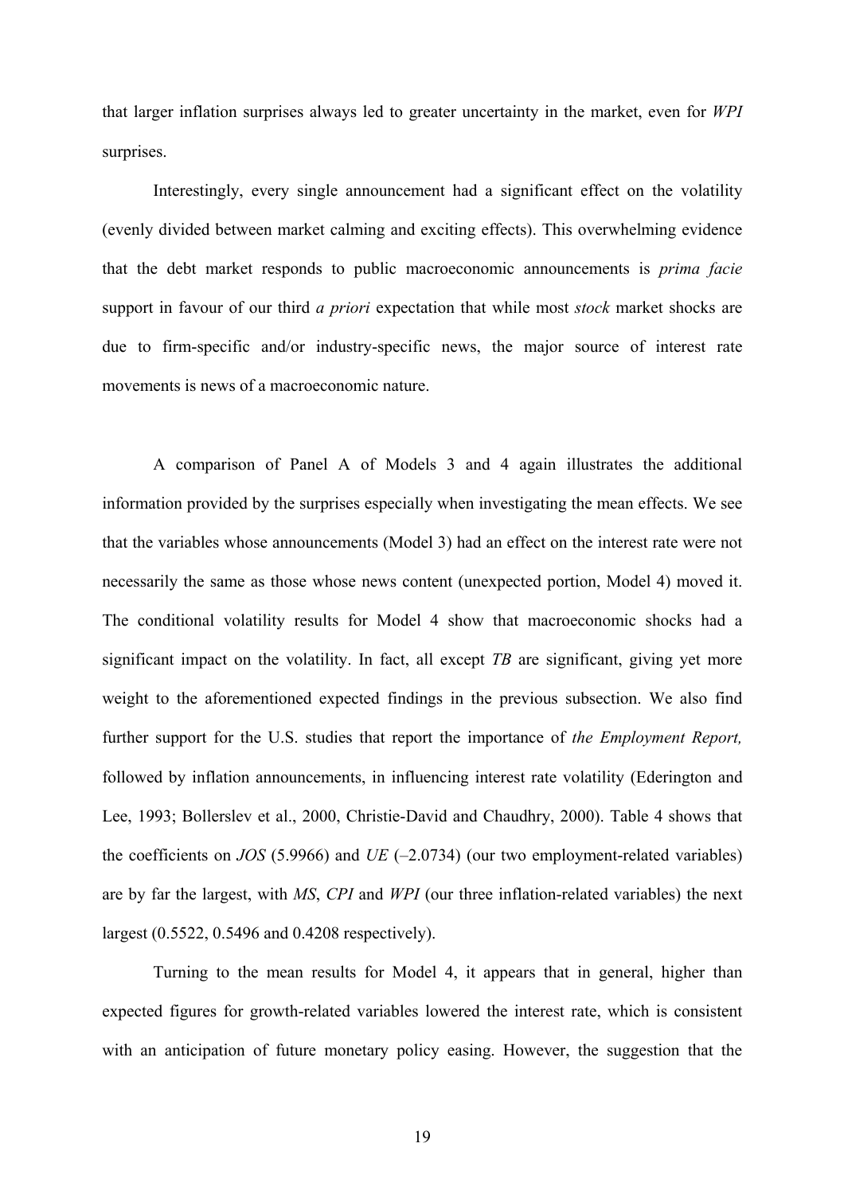that larger inflation surprises always led to greater uncertainty in the market, even for *WPI* surprises.

Interestingly, every single announcement had a significant effect on the volatility (evenly divided between market calming and exciting effects). This overwhelming evidence that the debt market responds to public macroeconomic announcements is *prima facie* support in favour of our third *a priori* expectation that while most *stock* market shocks are due to firm-specific and/or industry-specific news, the major source of interest rate movements is news of a macroeconomic nature.

A comparison of Panel A of Models 3 and 4 again illustrates the additional information provided by the surprises especially when investigating the mean effects. We see that the variables whose announcements (Model 3) had an effect on the interest rate were not necessarily the same as those whose news content (unexpected portion, Model 4) moved it. The conditional volatility results for Model 4 show that macroeconomic shocks had a significant impact on the volatility. In fact, all except *TB* are significant, giving yet more weight to the aforementioned expected findings in the previous subsection. We also find further support for the U.S. studies that report the importance of *the Employment Report,* followed by inflation announcements, in influencing interest rate volatility (Ederington and Lee, 1993; Bollerslev et al., 2000, Christie-David and Chaudhry, 2000). Table 4 shows that the coefficients on *JOS* (5.9966) and *UE* (–2.0734) (our two employment-related variables) are by far the largest, with *MS*, *CPI* and *WPI* (our three inflation-related variables) the next largest (0.5522, 0.5496 and 0.4208 respectively).

Turning to the mean results for Model 4, it appears that in general, higher than expected figures for growth-related variables lowered the interest rate, which is consistent with an anticipation of future monetary policy easing. However, the suggestion that the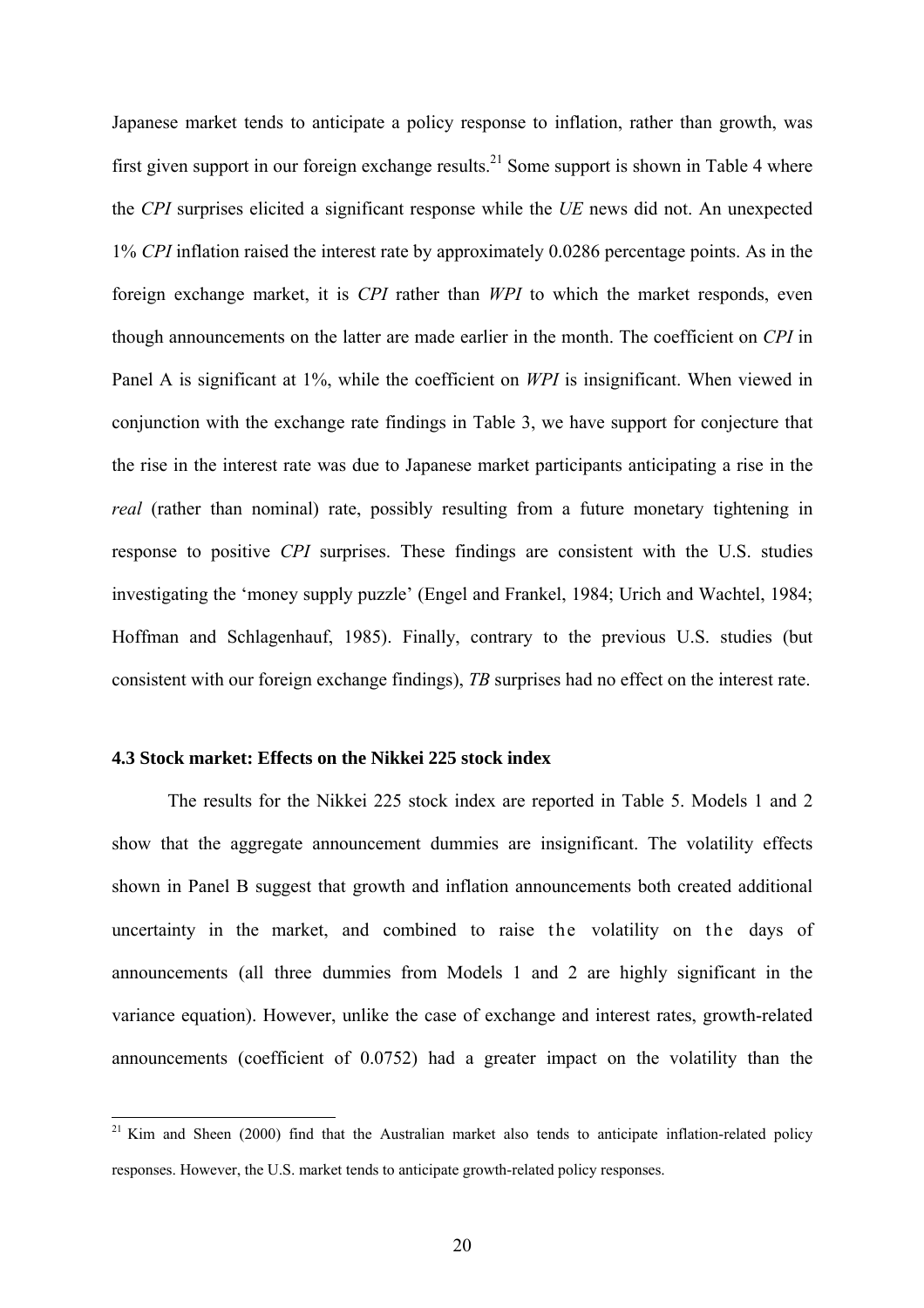Japanese market tends to anticipate a policy response to inflation, rather than growth, was first given support in our foreign exchange results.[21] Some support is shown in Table 4 where the *CPI* surprises elicited a significant response while the *UE* news did not. An unexpected 1% *CPI* inflation raised the interest rate by approximately 0.0286 percentage points. As in the foreign exchange market, it is *CPI* rather than *WPI* to which the market responds, even though announcements on the latter are made earlier in the month. The coefficient on *CPI* in Panel A is significant at 1%, while the coefficient on *WPI* is insignificant. When viewed in conjunction with the exchange rate findings in Table 3, we have support for conjecture that the rise in the interest rate was due to Japanese market participants anticipating a rise in the *real* (rather than nominal) rate, possibly resulting from a future monetary tightening in response to positive *CPI* surprises. These findings are consistent with the U.S. studies investigating the 'money supply puzzle' (Engel and Frankel, 1984; Urich and Wachtel, 1984; Hoffman and Schlagenhauf, 1985). Finally, contrary to the previous U.S. studies (but consistent with our foreign exchange findings), *TB* surprises had no effect on the interest rate.

### 4.3 Stock market: Effects on the Nikkei 225 stock index

The results for the Nikkei 225 stock index are reported in Table 5. Models 1 and 2 show that the aggregate announcement dummies are insignificant. The volatility effects shown in Panel B suggest that growth and inflation announcements both created additional uncertainty in the market, and combined to raise the volatility on the days of announcements (all three dummies from Models 1 and 2 are highly significant in the variance equation). However, unlike the case of exchange and interest rates, growth-related announcements (coefficient of 0.0752) had a greater impact on the volatility than the

[21] Kim and Sheen (2000) find that the Australian market also tends to anticipate inflation-related policy responses. However, the U.S. market tends to anticipate growth-related policy responses.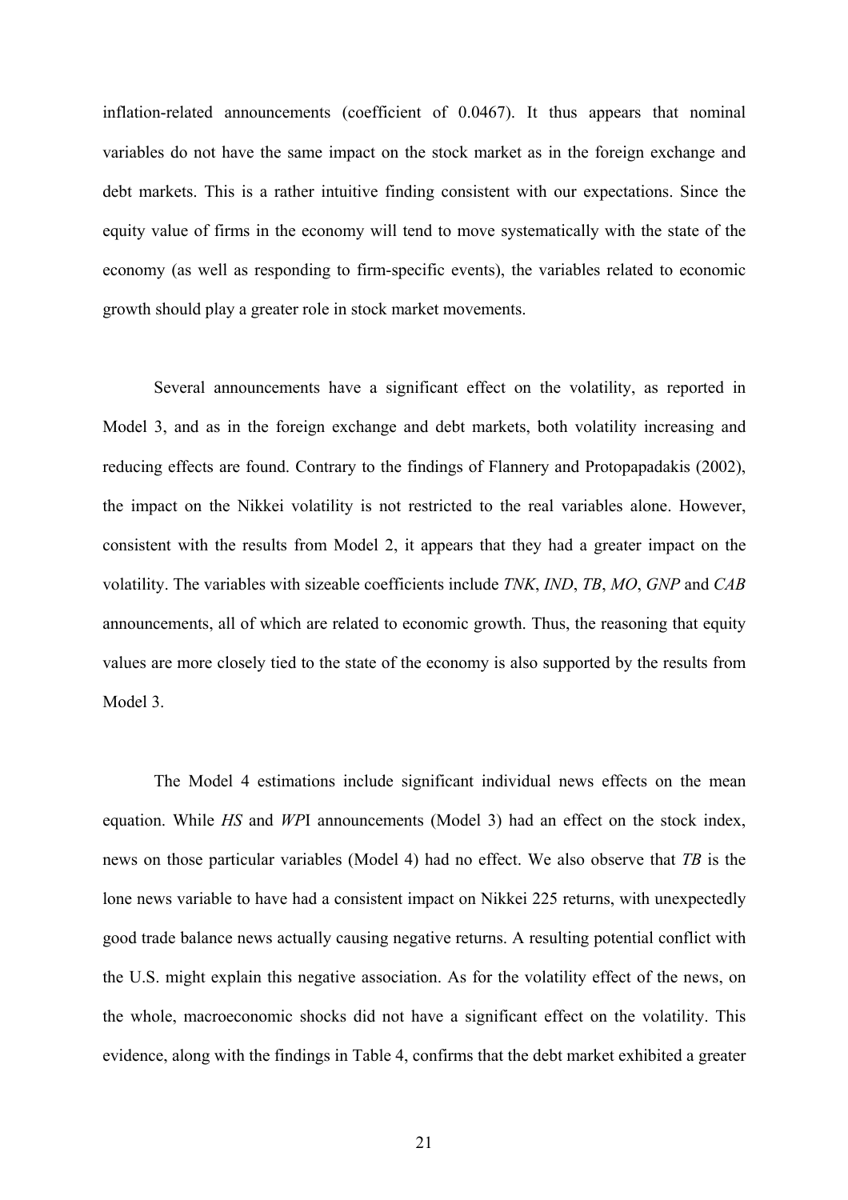inflation-related announcements (coefficient of 0.0467). It thus appears that nominal variables do not have the same impact on the stock market as in the foreign exchange and debt markets. This is a rather intuitive finding consistent with our expectations. Since the equity value of firms in the economy will tend to move systematically with the state of the economy (as well as responding to firm-specific events), the variables related to economic growth should play a greater role in stock market movements.

Several announcements have a significant effect on the volatility, as reported in Model 3, and as in the foreign exchange and debt markets, both volatility increasing and reducing effects are found. Contrary to the findings of Flannery and Protopapadakis (2002), the impact on the Nikkei volatility is not restricted to the real variables alone. However, consistent with the results from Model 2, it appears that they had a greater impact on the volatility. The variables with sizeable coefficients include *TNK*, *IND*, *TB*, *MO*, *GNP* and *CAB* announcements, all of which are related to economic growth. Thus, the reasoning that equity values are more closely tied to the state of the economy is also supported by the results from Model 3.

The Model 4 estimations include significant individual news effects on the mean equation. While *HS* and *WPI* announcements (Model 3) had an effect on the stock index, news on those particular variables (Model 4) had no effect. We also observe that *TB* is the lone news variable to have had a consistent impact on Nikkei 225 returns, with unexpectedly good trade balance news actually causing negative returns. A resulting potential conflict with the U.S. might explain this negative association. As for the volatility effect of the news, on the whole, macroeconomic shocks did not have a significant effect on the volatility. This evidence, along with the findings in Table 4, confirms that the debt market exhibited a greater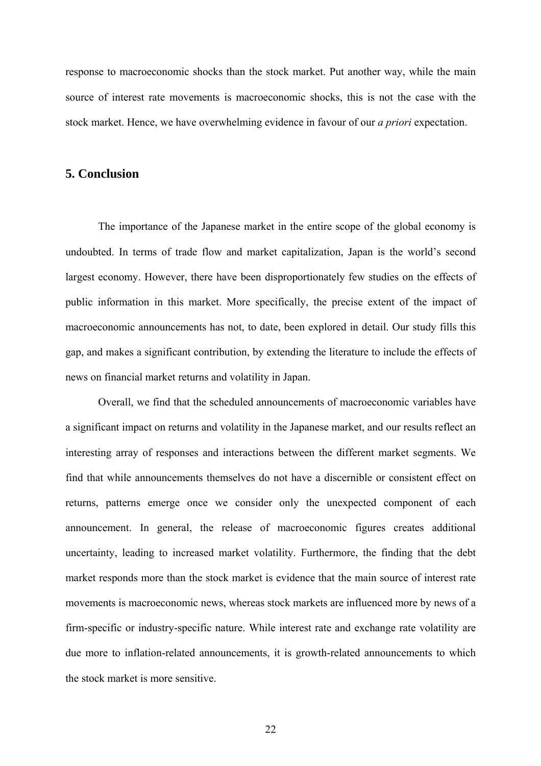response to macroeconomic shocks than the stock market. Put another way, while the main source of interest rate movements is macroeconomic shocks, this is not the case with the stock market. Hence, we have overwhelming evidence in favour of our *a priori* expectation.

## 5. Conclusion

The importance of the Japanese market in the entire scope of the global economy is undoubted. In terms of trade flow and market capitalization, Japan is the world's second largest economy. However, there have been disproportionately few studies on the effects of public information in this market. More specifically, the precise extent of the impact of macroeconomic announcements has not, to date, been explored in detail. Our study fills this gap, and makes a significant contribution, by extending the literature to include the effects of news on financial market returns and volatility in Japan.

Overall, we find that the scheduled announcements of macroeconomic variables have a significant impact on returns and volatility in the Japanese market, and our results reflect an interesting array of responses and interactions between the different market segments. We find that while announcements themselves do not have a discernible or consistent effect on returns, patterns emerge once we consider only the unexpected component of each announcement. In general, the release of macroeconomic figures creates additional uncertainty, leading to increased market volatility. Furthermore, the finding that the debt market responds more than the stock market is evidence that the main source of interest rate movements is macroeconomic news, whereas stock markets are influenced more by news of a firm-specific or industry-specific nature. While interest rate and exchange rate volatility are due more to inflation-related announcements, it is growth-related announcements to which the stock market is more sensitive.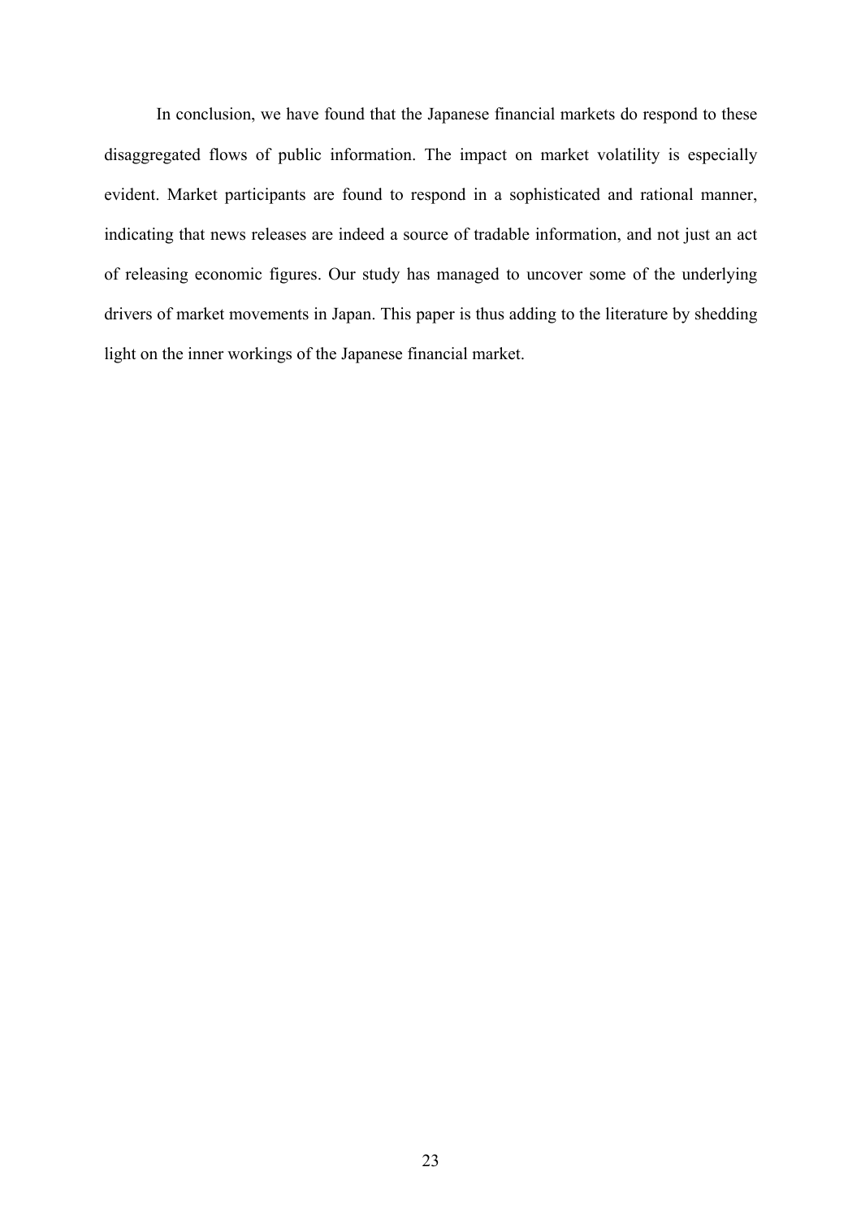In conclusion, we have found that the Japanese financial markets do respond to these disaggregated flows of public information. The impact on market volatility is especially evident. Market participants are found to respond in a sophisticated and rational manner, indicating that news releases are indeed a source of tradable information, and not just an act of releasing economic figures. Our study has managed to uncover some of the underlying drivers of market movements in Japan. This paper is thus adding to the literature by shedding light on the inner workings of the Japanese financial market.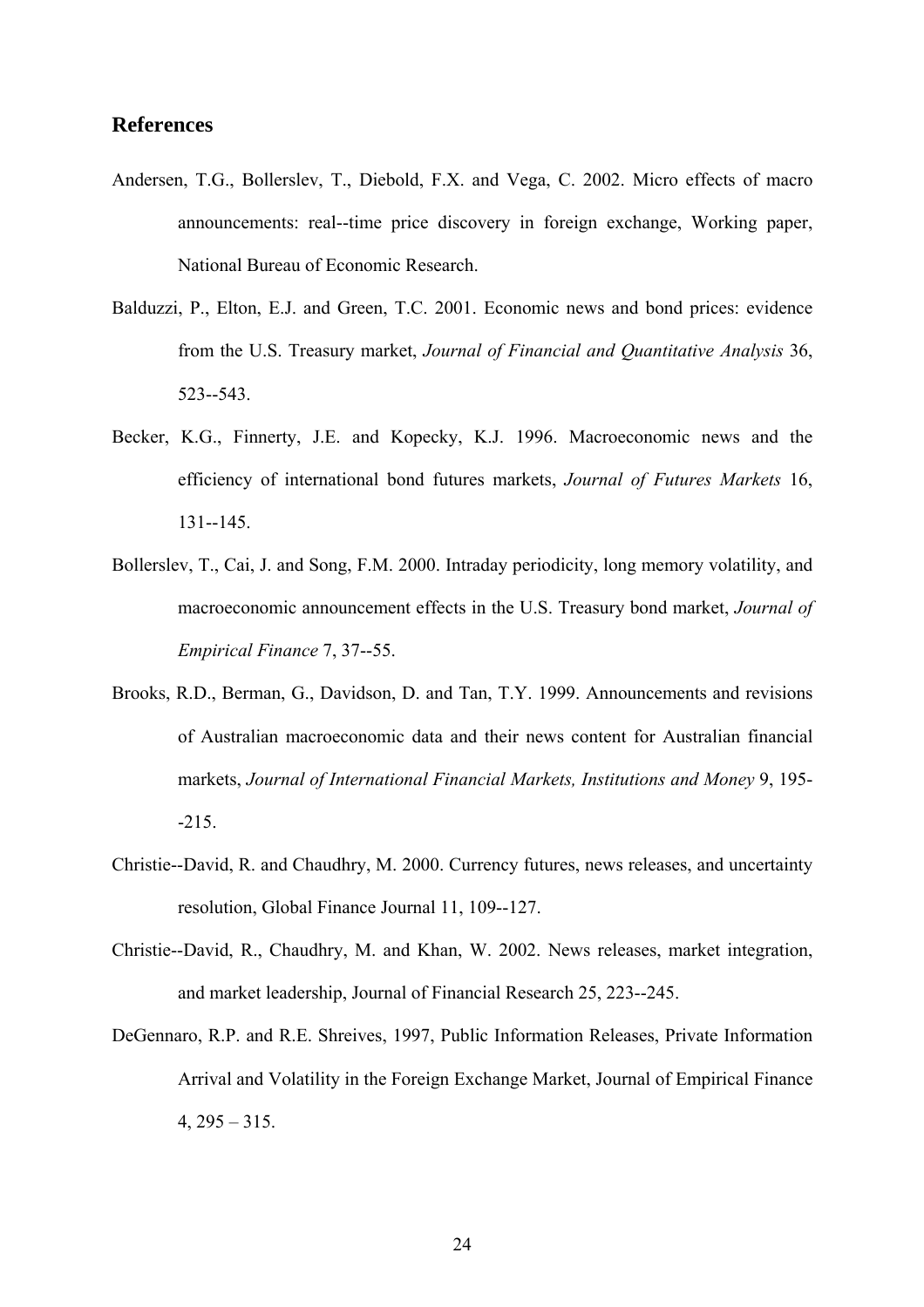## References

Andersen, T.G., Bollerslev, T., Diebold, F.X. and Vega, C. 2002. Micro effects of macro announcements: real--time price discovery in foreign exchange, Working paper, National Bureau of Economic Research.

Balduzzi, P., Elton, E.J. and Green, T.C. 2001. Economic news and bond prices: evidence from the U.S. Treasury market, *Journal of Financial and Quantitative Analysis* 36, 523--543.

Becker, K.G., Finnerty, J.E. and Kopecky, K.J. 1996. Macroeconomic news and the efficiency of international bond futures markets, *Journal of Futures Markets* 16, 131--145.

Bollerslev, T., Cai, J. and Song, F.M. 2000. Intraday periodicity, long memory volatility, and macroeconomic announcement effects in the U.S. Treasury bond market, *Journal of Empirical Finance* 7, 37--55.

Brooks, R.D., Berman, G., Davidson, D. and Tan, T.Y. 1999. Announcements and revisions of Australian macroeconomic data and their news content for Australian financial markets, *Journal of International Financial Markets, Institutions and Money* 9, 195--215.

Christie--David, R. and Chaudhry, M. 2000. Currency futures, news releases, and uncertainty resolution, Global Finance Journal 11, 109--127.

Christie--David, R., Chaudhry, M. and Khan, W. 2002. News releases, market integration, and market leadership, Journal of Financial Research 25, 223--245.

DeGennaro, R.P. and R.E. Shreives, 1997, Public Information Releases, Private Information Arrival and Volatility in the Foreign Exchange Market, Journal of Empirical Finance 4, 295 – 315.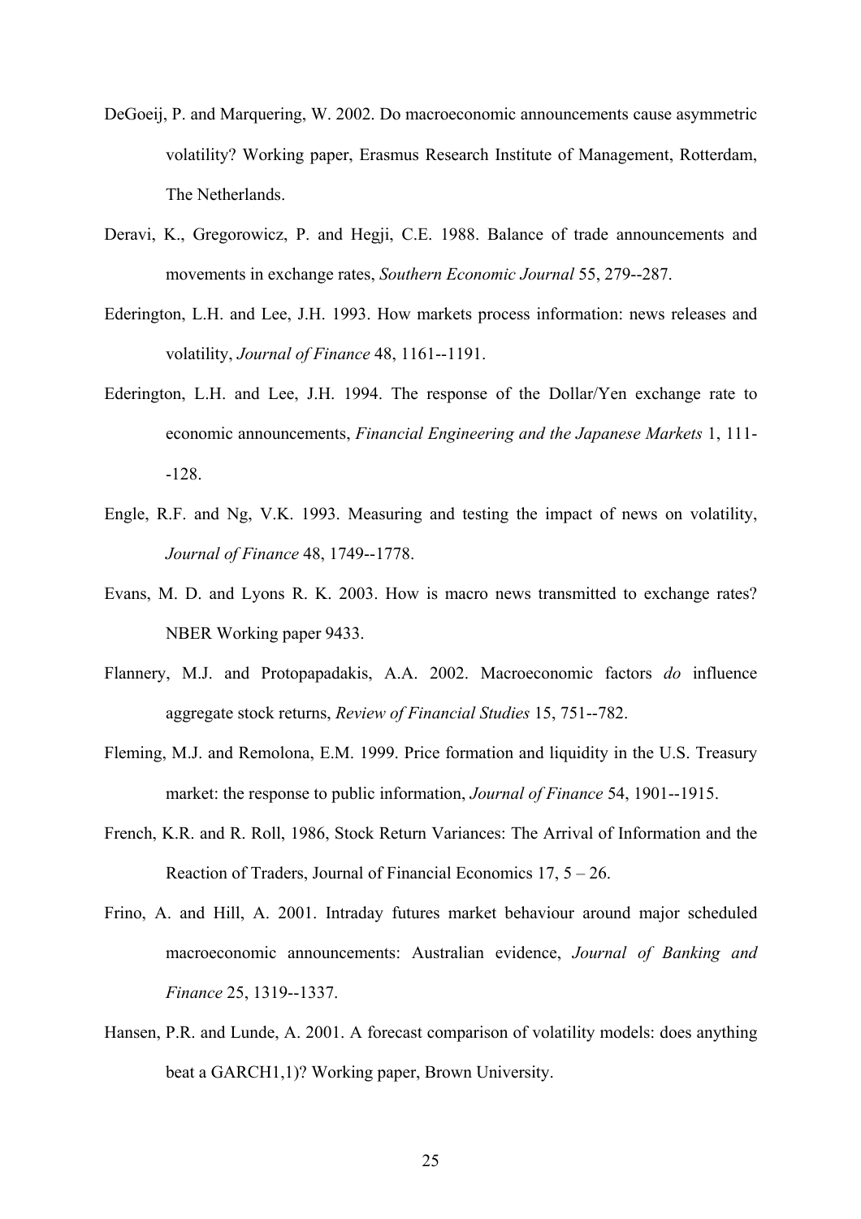DeGoeij, P. and Marquering, W. 2002. Do macroeconomic announcements cause asymmetric volatility? Working paper, Erasmus Research Institute of Management, Rotterdam, The Netherlands.

Deravi, K., Gregorowicz, P. and Hegji, C.E. 1988. Balance of trade announcements and movements in exchange rates, *Southern Economic Journal* 55, 279--287.

Ederington, L.H. and Lee, J.H. 1993. How markets process information: news releases and volatility, *Journal of Finance* 48, 1161--1191.

Ederington, L.H. and Lee, J.H. 1994. The response of the Dollar/Yen exchange rate to economic announcements, *Financial Engineering and the Japanese Markets* 1, 111--128.

Engle, R.F. and Ng, V.K. 1993. Measuring and testing the impact of news on volatility, *Journal of Finance* 48, 1749--1778.

Evans, M. D. and Lyons R. K. 2003. How is macro news transmitted to exchange rates? NBER Working paper 9433.

Flannery, M.J. and Protopapadakis, A.A. 2002. Macroeconomic factors *do* influence aggregate stock returns, *Review of Financial Studies* 15, 751--782.

Fleming, M.J. and Remolona, E.M. 1999. Price formation and liquidity in the U.S. Treasury market: the response to public information, *Journal of Finance* 54, 1901--1915.

French, K.R. and R. Roll, 1986, Stock Return Variances: The Arrival of Information and the Reaction of Traders, Journal of Financial Economics 17, 5 – 26.

Frino, A. and Hill, A. 2001. Intraday futures market behaviour around major scheduled macroeconomic announcements: Australian evidence, *Journal of Banking and Finance* 25, 1319--1337.

Hansen, P.R. and Lunde, A. 2001. A forecast comparison of volatility models: does anything beat a GARCH1,1)? Working paper, Brown University.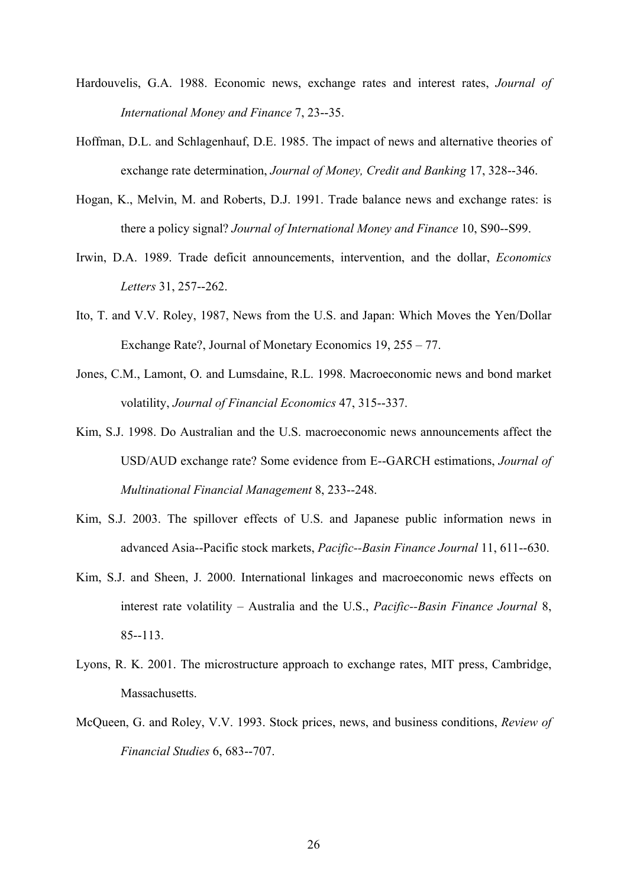Hardouvelis, G.A. 1988. Economic news, exchange rates and interest rates, *Journal of International Money and Finance* 7, 23--35.

Hoffman, D.L. and Schlagenhauf, D.E. 1985. The impact of news and alternative theories of exchange rate determination, *Journal of Money, Credit and Banking* 17, 328--346.

Hogan, K., Melvin, M. and Roberts, D.J. 1991. Trade balance news and exchange rates: is there a policy signal? *Journal of International Money and Finance* 10, S90--S99.

Irwin, D.A. 1989. Trade deficit announcements, intervention, and the dollar, *Economics Letters* 31, 257--262.

Ito, T. and V.V. Roley, 1987, News from the U.S. and Japan: Which Moves the Yen/Dollar Exchange Rate?, Journal of Monetary Economics 19, 255 – 77.

Jones, C.M., Lamont, O. and Lumsdaine, R.L. 1998. Macroeconomic news and bond market volatility, *Journal of Financial Economics* 47, 315--337.

Kim, S.J. 1998. Do Australian and the U.S. macroeconomic news announcements affect the USD/AUD exchange rate? Some evidence from E--GARCH estimations, *Journal of Multinational Financial Management* 8, 233--248.

Kim, S.J. 2003. The spillover effects of U.S. and Japanese public information news in advanced Asia--Pacific stock markets, *Pacific--Basin Finance Journal* 11, 611--630.

Kim, S.J. and Sheen, J. 2000. International linkages and macroeconomic news effects on interest rate volatility – Australia and the U.S., *Pacific--Basin Finance Journal* 8, 85--113.

Lyons, R. K. 2001. The microstructure approach to exchange rates, MIT press, Cambridge, Massachusetts.

McQueen, G. and Roley, V.V. 1993. Stock prices, news, and business conditions, *Review of Financial Studies* 6, 683--707.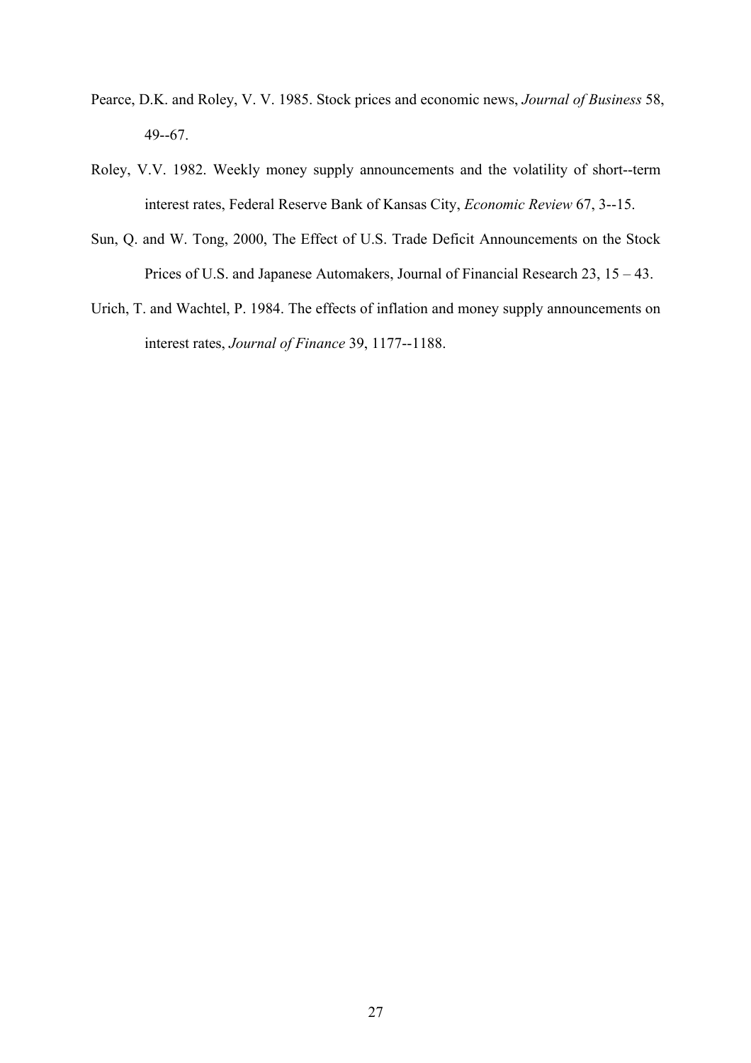Pearce, D.K. and Roley, V. V. 1985. Stock prices and economic news, *Journal of Business* 58, 49--67.

Roley, V.V. 1982. Weekly money supply announcements and the volatility of short--term interest rates, Federal Reserve Bank of Kansas City, *Economic Review* 67, 3--15.

Sun, Q. and W. Tong, 2000, The Effect of U.S. Trade Deficit Announcements on the Stock Prices of U.S. and Japanese Automakers, Journal of Financial Research 23, 15 – 43.

Urich, T. and Wachtel, P. 1984. The effects of inflation and money supply announcements on interest rates, *Journal of Finance* 39, 1177--1188.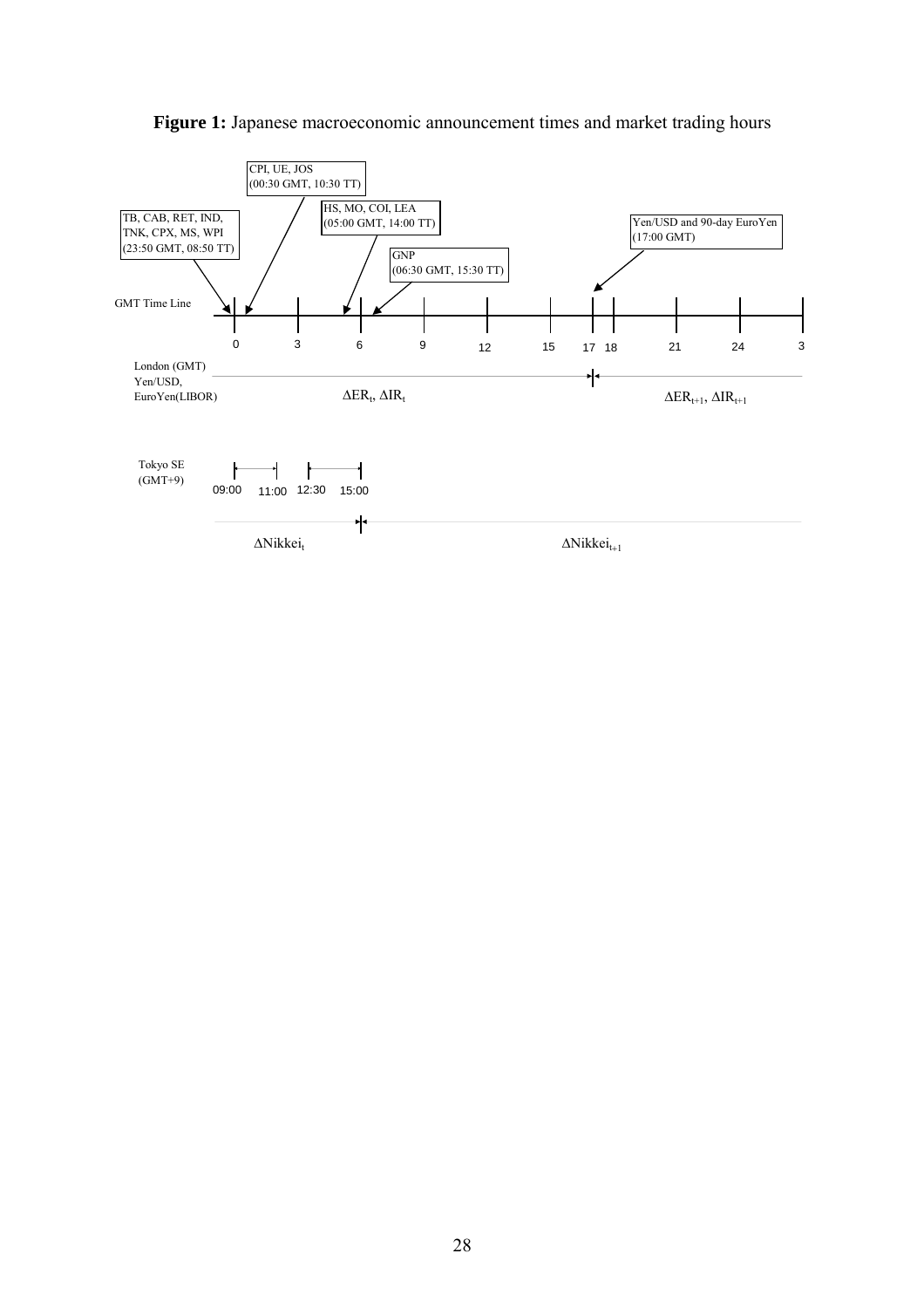**Figure 1:** Japanese macroeconomic announcement times and market trading hours

TB, CAB, RET, IND, TNK, CPX, MS, WPI (23:50 GMT, 08:50 TT)

CPI, UE, JOS (00:30 GMT, 10:30 TT)

HS, MO, COI, LEA (05:00 GMT, 14:00 TT)

GNP (06:30 GMT, 15:30 TT)

Yen/USD and 90-day EuroYen (17:00 GMT)

GMT Time Line: 0, 3, 6, 9, 12, 15, 17, 18, 21, 24, 3

London (GMT) Yen/USD, EuroYen(LIBOR): $\Delta ER_t$, $\Delta IR_t$ | $\Delta ER_{t+1}$, $\Delta IR_{t+1}$

Tokyo SE (GMT+9): 09:00, 11:00, 12:30, 15:00

$\Delta Nikkei_t$ | $\Delta Nikkei_{t+1}$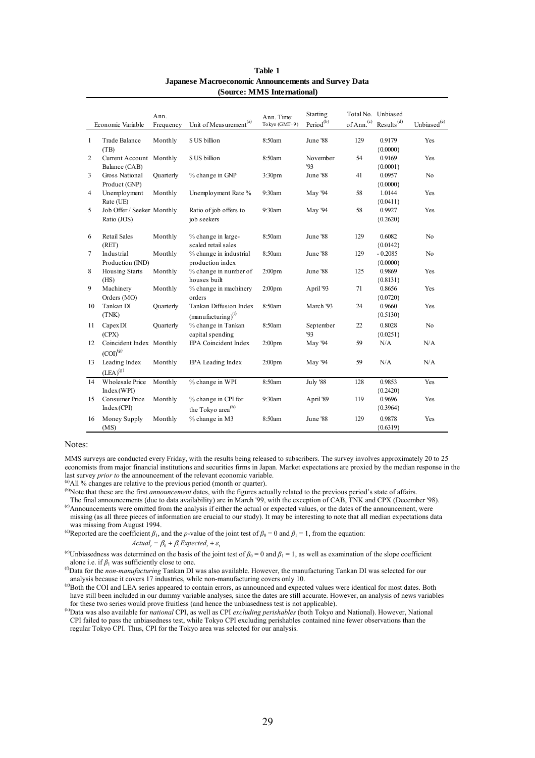**Table 1**
**Japanese Macroeconomic Announcements and Survey Data**
**(Source: MMS International)**

| | Economic Variable | Ann. Frequency | Unit of Measurement[(a)] | Ann. Time: Tokyo (GMT+9) | Starting Period[(b)] | Total No. of Ann.[(c)] | Unbiased Results[(d)] | Unbiased[(e)] |
|---|---|---|---|---|---|---|---|---|
| 1 | Trade Balance (TB) | Monthly | $ US billion | 8:50am | June '88 | 129 | 0.9179 {0.0000} | Yes |
| 2 | Current Account Balance (CAB) | Monthly | $ US billion | 8:50am | November '93 | 54 | 0.9169 {0.0001} | Yes |
| 3 | Gross National Product (GNP) | Quarterly | % change in GNP | 3:30pm | June '88 | 41 | 0.0957 {0.0000} | No |
| 4 | Unemployment Rate (UE) | Monthly | Unemployment Rate % | 9:30am | May '94 | 58 | 1.0144 {0.0411} | Yes |
| 5 | Job Offer / Seeker Ratio (JOS) | Monthly | Ratio of job offers to job seekers | 9:30am | May '94 | 58 | 0.9927 {0.2620} | Yes |
| 6 | Retail Sales (RET) | Monthly | % change in large-scaled retail sales | 8:50am | June '88 | 129 | 0.6082 {0.0142} | No |
| 7 | Industrial Production (IND) | Monthly | % change in industrial production index | 8:50am | June '88 | 129 | - 0.2085 {0.0000} | No |
| 8 | Housing Starts (HS) | Monthly | % change in number of houses built | 2:00pm | June '88 | 125 | 0.9869 {0.8131} | Yes |
| 9 | Machinery Orders (MO) | Monthly | % change in machinery orders | 2:00pm | April '93 | 71 | 0.8656 {0.0720} | Yes |
| 10 | Tankan DI (TNK) | Quarterly | Tankan Diffusion Index (manufacturing)[(f)] | 8:50am | March '93 | 24 | 0.9660 {0.5130} | Yes |
| 11 | Capex DI (CPX) | Quarterly | % change in Tankan capital spending | 8:50am | September '93 | 22 | 0.8028 {0.0251} | No |
| 12 | Coincident Index (COI)[(g)] | Monthly | EPA Coincident Index | 2:00pm | May '94 | 59 | N/A | N/A |
| 13 | Leading Index (LEA)[(g)] | Monthly | EPA Leading Index | 2:00pm | May '94 | 59 | N/A | N/A |
| 14 | Wholesale Price Index (WPI) | Monthly | % change in WPI | 8:50am | July '88 | 128 | 0.9853 {0.2420} | Yes |
| 15 | Consumer Price Index (CPI) | Monthly | % change in CPI for the Tokyo area[(h)] | 9:30am | April '89 | 119 | 0.9696 {0.3964} | Yes |
| 16 | Money Supply (MS) | Monthly | % change in M3 | 8:50am | June '88 | 129 | 0.9878 {0.6319} | Yes |

Notes:

MMS surveys are conducted every Friday, with the results being released to subscribers. The survey involves approximately 20 to 25 economists from major financial institutions and securities firms in Japan. Market expectations are proxied by the median response in the last survey *prior to* the announcement of the relevant economic variable.

[(a)] All % changes are relative to the previous period (month or quarter).

[(b)] Note that these are the first *announcement* dates, with the figures actually related to the previous period's state of affairs. The final announcements (due to data availability) are in March '99, with the exception of CAB, TNK and CPX (December '98).

[(c)] Announcements were omitted from the analysis if either the actual or expected values, or the dates of the announcement, were missing (as all three pieces of information are crucial to our study). It may be interesting to note that all median expectations data was missing from August 1994.

[(d)] Reported are the coefficient $\beta_1$, and the *p*-value of the joint test of $\beta_0 = 0$ and $\beta_1 = 1$, from the equation:

$$Actual_t = \beta_0 + \beta_1 Expected_t + \varepsilon_t$$

[(e)] Unbiasedness was determined on the basis of the joint test of $\beta_0 = 0$ and $\beta_1 = 1$, as well as examination of the slope coefficient alone i.e. if $\beta_1$ was sufficiently close to one.

[(f)] Data for the *non-manufacturing* Tankan DI was also available. However, the manufacturing Tankan DI was selected for our analysis because it covers 17 industries, while non-manufacturing covers only 10.

[(g)] Both the COI and LEA series appeared to contain errors, as announced and expected values were identical for most dates. Both have still been included in our dummy variable analyses, since the dates are still accurate. However, an analysis of news variables for these two series would prove fruitless (and hence the unbiasedness test is not applicable).

[(h)] Data was also available for *national* CPI, as well as CPI *excluding perishables* (both Tokyo and National). However, National CPI failed to pass the unbiasedness test, while Tokyo CPI excluding perishables contained nine fewer observations than the regular Tokyo CPI. Thus, CPI for the Tokyo area was selected for our analysis.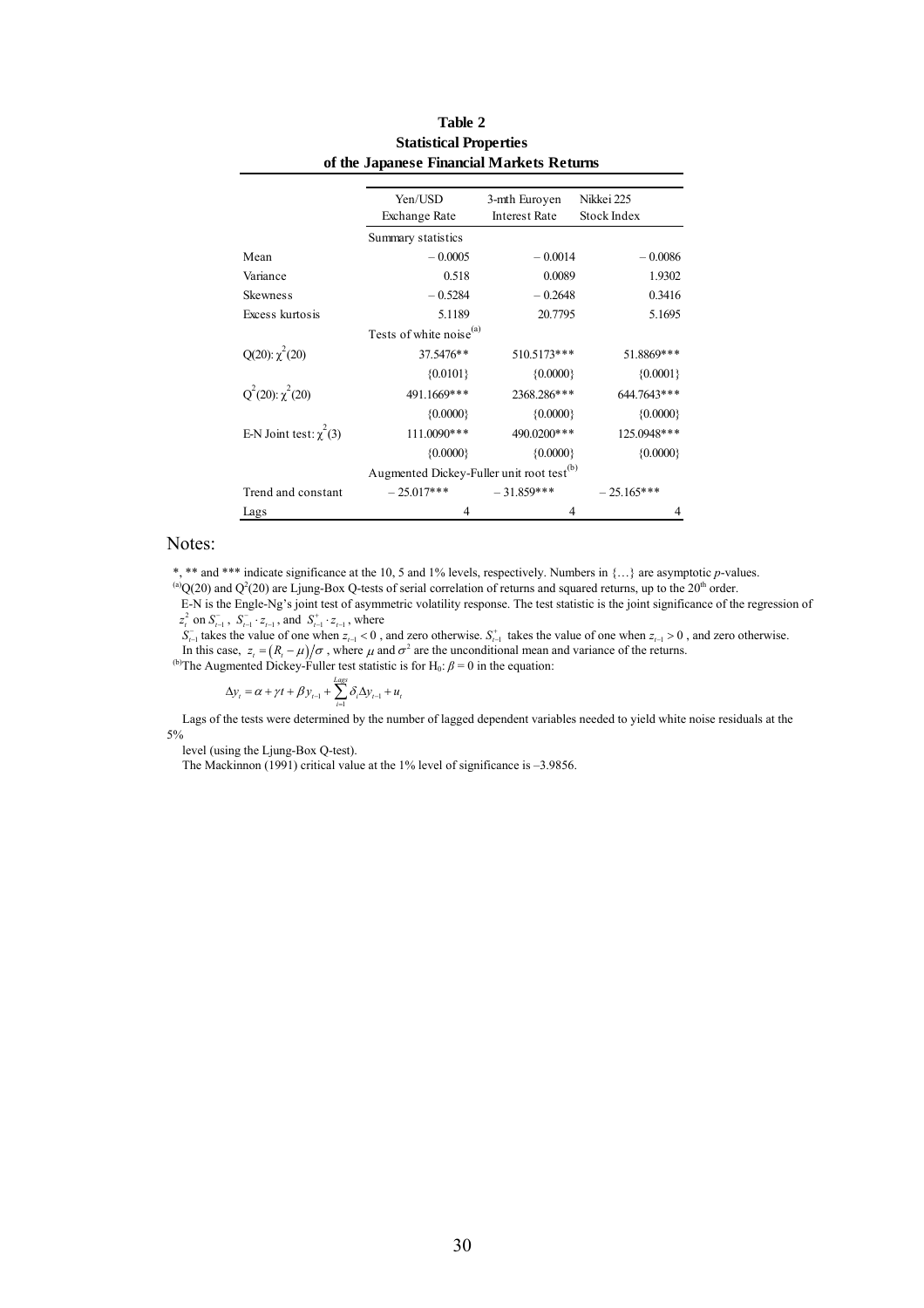**Table 2**
**Statistical Properties**
**of the Japanese Financial Markets Returns**

| | Yen/USD Exchange Rate | 3-mth Euroyen Interest Rate | Nikkei 225 Stock Index |
|---|---|---|---|
| | Summary statistics | | |
| Mean | – 0.0005 | – 0.0014 | – 0.0086 |
| Variance | 0.518 | 0.0089 | 1.9302 |
| Skewness | – 0.5284 | – 0.2648 | 0.3416 |
| Excess kurtosis | 5.1189 | 20.7795 | 5.1695 |
| | Tests of white noise[(a)] | | |
| Q(20): $\chi^2(20)$ | 37.5476** | 510.5173*** | 51.8869*** |
| | {0.0101} | {0.0000} | {0.0001} |
| $Q^2(20)$: $\chi^2(20)$ | 491.1669*** | 2368.286*** | 644.7643*** |
| | {0.0000} | {0.0000} | {0.0000} |
| E-N Joint test: $\chi^2(3)$ | 111.0090*** | 490.0200*** | 125.0948*** |
| | {0.0000} | {0.0000} | {0.0000} |
| | Augmented Dickey-Fuller unit root test[(b)] | | |
| Trend and constant | – 25.017*** | – 31.859*** | – 25.165*** |
| Lags | 4 | 4 | 4 |

Notes:

*, ** and *** indicate significance at the 10, 5 and 1% levels, respectively. Numbers in {…} are asymptotic *p*-values.

[(a)] Q(20) and $Q^2(20)$ are Ljung-Box Q-tests of serial correlation of returns and squared returns, up to the 20[th] order.

E-N is the Engle-Ng's joint test of asymmetric volatility response. The test statistic is the joint significance of the regression of $z_t^2$ on $S_{t-1}^-$, $S_{t-1}^- \cdot z_{t-1}$, and $S_{t-1}^+ \cdot z_{t-1}$, where

$S_{t-1}^-$ takes the value of one when $z_{t-1} < 0$, and zero otherwise. $S_{t-1}^+$ takes the value of one when $z_{t-1} > 0$, and zero otherwise.

In this case, $z_t = (R_t - \mu)/\sigma$, where $\mu$ and $\sigma^2$ are the unconditional mean and variance of the returns.

[(b)] The Augmented Dickey-Fuller test statistic is for $H_0$: $\beta = 0$ in the equation:

$$\Delta y_t = \alpha + \gamma t + \beta y_{t-1} + \sum_{i=1}^{Lags} \delta_i \Delta y_{t-1} + u_t$$

Lags of the tests were determined by the number of lagged dependent variables needed to yield white noise residuals at the 5% level (using the Ljung-Box Q-test).

The Mackinnon (1991) critical value at the 1% level of significance is –3.9856.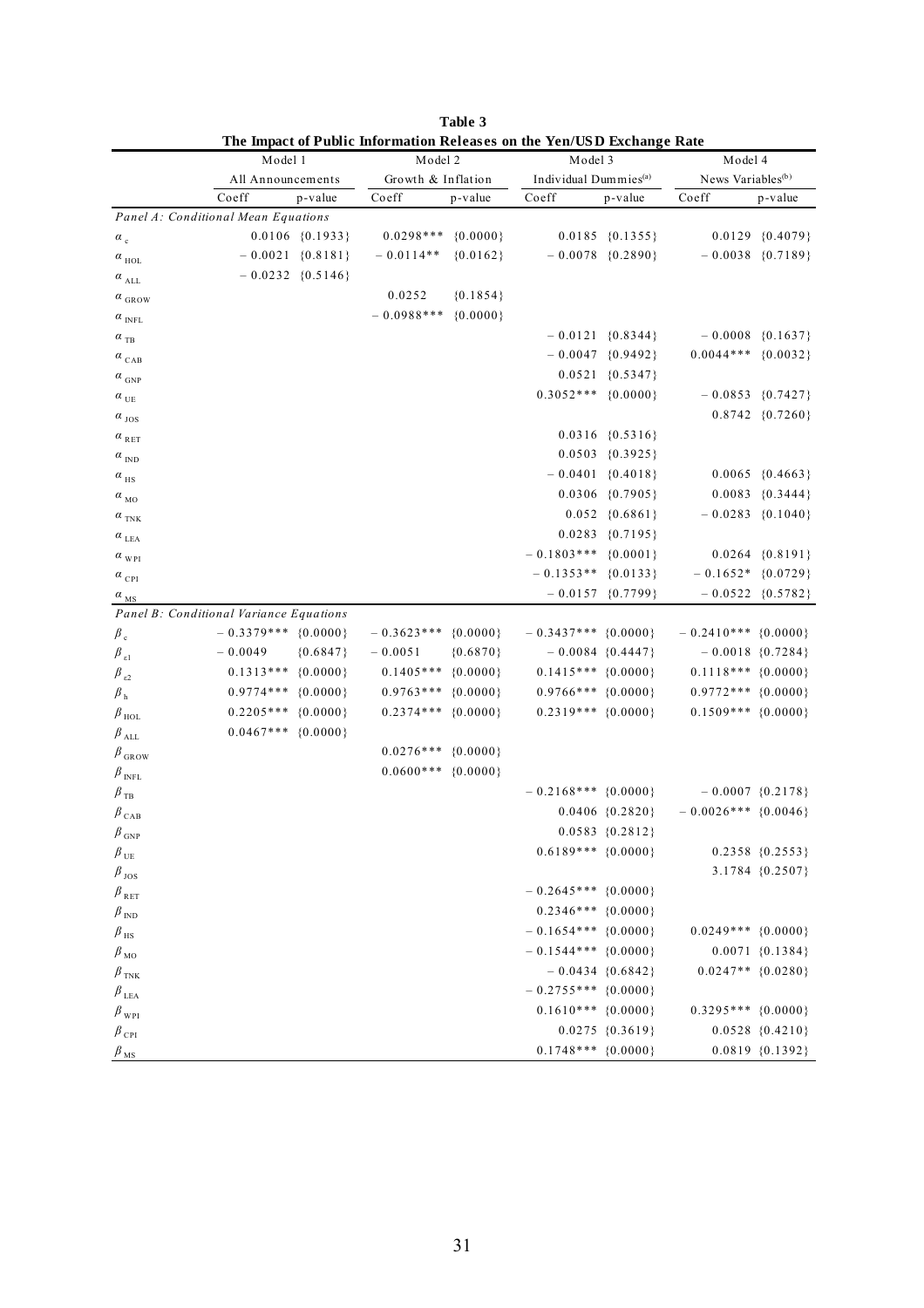**Table 3**

**The Impact of Public Information Releases on the Yen/USD Exchange Rate**

| | Model 1 | | Model 2 | | Model 3 | | Model 4 | |
|---|---|---|---|---|---|---|---|---|
| | All Announcements | | Growth & Inflation | | Individual Dummies[(a)] | | News Variables[(b)] | |
| | Coeff | p-value | Coeff | p-value | Coeff | p-value | Coeff | p-value |
| *Panel A: Conditional Mean Equations* | | | | | | | | |
| $\alpha_{c}$ | 0.0106 | {0.1933} | 0.0298*** | {0.0000} | 0.0185 | {0.1355} | 0.0129 | {0.4079} |
| $\alpha_{HOL}$ | −0.0021 | {0.8181} | −0.0114** | {0.0162} | −0.0078 | {0.2890} | −0.0038 | {0.7189} |
| $\alpha_{ALL}$ | −0.0232 | {0.5146} | | | | | | |
| $\alpha_{GROW}$ | | | 0.0252 | {0.1854} | | | | |
| $\alpha_{INFL}$ | | | −0.0988*** | {0.0000} | | | | |
| $\alpha_{TB}$ | | | | | −0.0121 | {0.8344} | −0.0008 | {0.1637} |
| $\alpha_{CAB}$ | | | | | −0.0047 | {0.9492} | 0.0044*** | {0.0032} |
| $\alpha_{GNP}$ | | | | | 0.0521 | {0.5347} | | |
| $\alpha_{UE}$ | | | | | 0.3052*** | {0.0000} | −0.0853 | {0.7427} |
| $\alpha_{JOS}$ | | | | | | | 0.8742 | {0.7260} |
| $\alpha_{RET}$ | | | | | 0.0316 | {0.5316} | | |
| $\alpha_{IND}$ | | | | | 0.0503 | {0.3925} | | |
| $\alpha_{HS}$ | | | | | −0.0401 | {0.4018} | 0.0065 | {0.4663} |
| $\alpha_{MO}$ | | | | | 0.0306 | {0.7905} | 0.0083 | {0.3444} |
| $\alpha_{TNK}$ | | | | | 0.052 | {0.6861} | −0.0283 | {0.1040} |
| $\alpha_{LEA}$ | | | | | 0.0283 | {0.7195} | | |
| $\alpha_{WPI}$ | | | | | −0.1803*** | {0.0001} | 0.0264 | {0.8191} |
| $\alpha_{CPI}$ | | | | | −0.1353** | {0.0133} | −0.1652* | {0.0729} |
| $\alpha_{MS}$ | | | | | −0.0157 | {0.7799} | −0.0522 | {0.5782} |
| *Panel B: Conditional Variance Equations* | | | | | | | | |
| $\beta_{c}$ | −0.3379*** | {0.0000} | −0.3623*** | {0.0000} | −0.3437*** | {0.0000} | −0.2410*** | {0.0000} |
| $\beta_{\varepsilon 1}$ | −0.0049 | {0.6847} | −0.0051 | {0.6870} | −0.0084 | {0.4447} | −0.0018 | {0.7284} |
| $\beta_{\varepsilon 2}$ | 0.1313*** | {0.0000} | 0.1405*** | {0.0000} | 0.1415*** | {0.0000} | 0.1118*** | {0.0000} |
| $\beta_{h}$ | 0.9774*** | {0.0000} | 0.9763*** | {0.0000} | 0.9766*** | {0.0000} | 0.9772*** | {0.0000} |
| $\beta_{HOL}$ | 0.2205*** | {0.0000} | 0.2374*** | {0.0000} | 0.2319*** | {0.0000} | 0.1509*** | {0.0000} |
| $\beta_{ALL}$ | 0.0467*** | {0.0000} | | | | | | |
| $\beta_{GROW}$ | | | 0.0276*** | {0.0000} | | | | |
| $\beta_{INFL}$ | | | 0.0600*** | {0.0000} | | | | |
| $\beta_{TB}$ | | | | | −0.2168*** | {0.0000} | −0.0007 | {0.2178} |
| $\beta_{CAB}$ | | | | | 0.0406 | {0.2820} | −0.0026*** | {0.0046} |
| $\beta_{GNP}$ | | | | | 0.0583 | {0.2812} | | |
| $\beta_{UE}$ | | | | | 0.6189*** | {0.0000} | 0.2358 | {0.2553} |
| $\beta_{JOS}$ | | | | | | | 3.1784 | {0.2507} |
| $\beta_{RET}$ | | | | | −0.2645*** | {0.0000} | | |
| $\beta_{IND}$ | | | | | 0.2346*** | {0.0000} | | |
| $\beta_{HS}$ | | | | | −0.1654*** | {0.0000} | 0.0249*** | {0.0000} |
| $\beta_{MO}$ | | | | | −0.1544*** | {0.0000} | 0.0071 | {0.1384} |
| $\beta_{TNK}$ | | | | | −0.0434 | {0.6842} | 0.0247** | {0.0280} |
| $\beta_{LEA}$ | | | | | −0.2755*** | {0.0000} | | |
| $\beta_{WPI}$ | | | | | 0.1610*** | {0.0000} | 0.3295*** | {0.0000} |
| $\beta_{CPI}$ | | | | | 0.0275 | {0.3619} | 0.0528 | {0.4210} |
| $\beta_{MS}$ | | | | | 0.1748*** | {0.0000} | 0.0819 | {0.1392} |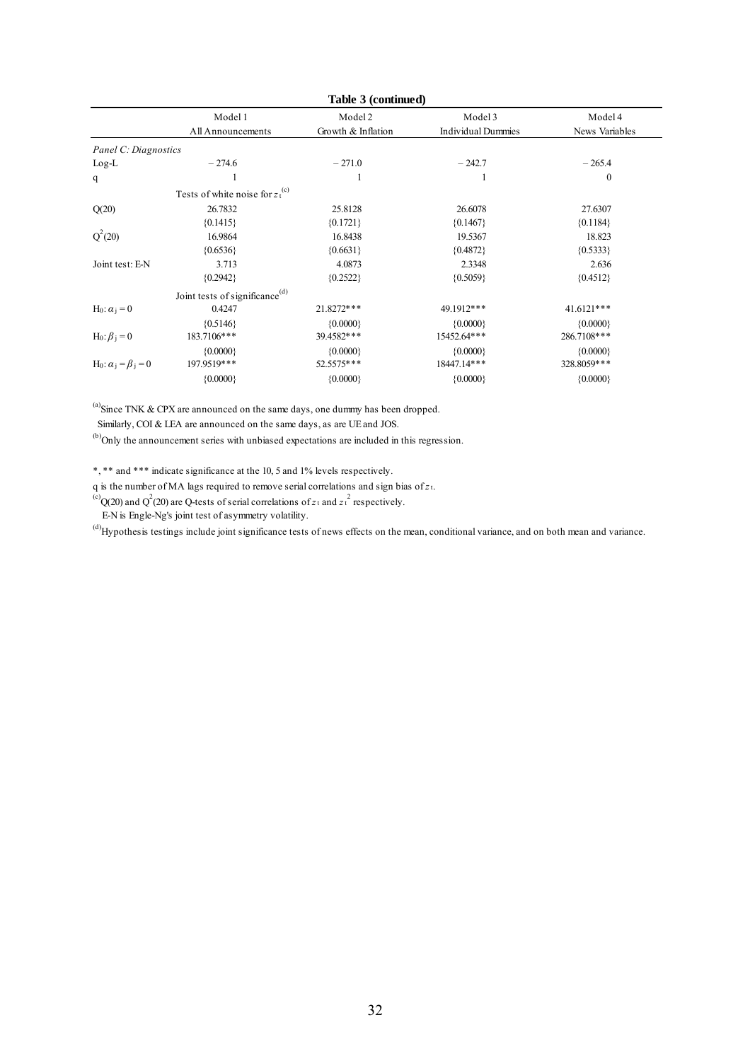**Table 3 (continued)**

| | Model 1 | Model 2 | Model 3 | Model 4 |
|---|---|---|---|---|
| | All Announcements | Growth & Inflation | Individual Dummies | News Variables |
| *Panel C: Diagnostics* | | | | |
| Log-L | − 274.6 | − 271.0 | − 242.7 | − 265.4 |
| q | 1 | 1 | 1 | 0 |
| | Tests of white noise for $z_t$ [(c)] | | | |
| Q(20) | 26.7832 | 25.8128 | 26.6078 | 27.6307 |
| | {0.1415} | {0.1721} | {0.1467} | {0.1184} |
| $Q^2(20)$ | 16.9864 | 16.8438 | 19.5367 | 18.823 |
| | {0.6536} | {0.6631} | {0.4872} | {0.5333} |
| Joint test: E-N | 3.713 | 4.0873 | 2.3348 | 2.636 |
| | {0.2942} | {0.2522} | {0.5059} | {0.4512} |
| | Joint tests of significance[(d)] | | | |
| $H_0: \alpha_j = 0$ | 0.4247 | 21.8272*** | 49.1912*** | 41.6121*** |
| | {0.5146} | {0.0000} | {0.0000} | {0.0000} |
| $H_0: \beta_j = 0$ | 183.7106*** | 39.4582*** | 15452.64*** | 286.7108*** |
| | {0.0000} | {0.0000} | {0.0000} | {0.0000} |
| $H_0: \alpha_j = \beta_j = 0$ | 197.9519*** | 52.5575*** | 18447.14*** | 328.8059*** |
| | {0.0000} | {0.0000} | {0.0000} | {0.0000} |

[(a)]Since TNK & CPX are announced on the same days, one dummy has been dropped.
Similarly, COI & LEA are announced on the same days, as are UE and JOS.

[(b)]Only the announcement series with unbiased expectations are included in this regression.

*, ** and *** indicate significance at the 10, 5 and 1% levels respectively.

q is the number of MA lags required to remove serial correlations and sign bias of $z_t$.

[(c)]Q(20) and $Q^2(20)$ are Q-tests of serial correlations of $z_t$ and $z_t^2$ respectively.
E-N is Engle-Ng's joint test of asymmetry volatility.

[(d)]Hypothesis testings include joint significance tests of news effects on the mean, conditional variance, and on both mean and variance.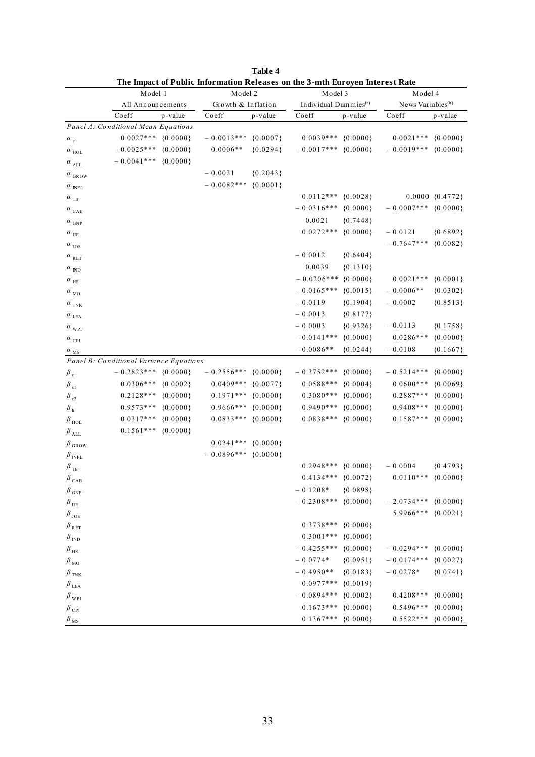**Table 4**

**The Impact of Public Information Releases on the 3-mth Euroyen Interest Rate**

| | Model 1 | | Model 2 | | Model 3 | | Model 4 | |
|---|---|---|---|---|---|---|---|---|
| | All Announcements | | Growth & Inflation | | Individual Dummies[(a)] | | News Variables[(b)] | |
| | Coeff | p-value | Coeff | p-value | Coeff | p-value | Coeff | p-value |
| *Panel A: Conditional Mean Equations* | | | | | | | | |
| $\alpha_{c}$ | 0.0027*** | {0.0000} | −0.0013*** | {0.0007} | 0.0039*** | {0.0000} | 0.0021*** | {0.0000} |
| $\alpha_{HOL}$ | −0.0025*** | {0.0000} | 0.0006** | {0.0294} | −0.0017*** | {0.0000} | −0.0019*** | {0.0000} |
| $\alpha_{ALL}$ | −0.0041*** | {0.0000} | | | | | | |
| $\alpha_{GROW}$ | | | −0.0021 | {0.2043} | | | | |
| $\alpha_{INFL}$ | | | −0.0082*** | {0.0001} | | | | |
| $\alpha_{TB}$ | | | | | 0.0112*** | {0.0028} | 0.0000 | {0.4772} |
| $\alpha_{CAB}$ | | | | | −0.0316*** | {0.0000} | −0.0007*** | {0.0000} |
| $\alpha_{GNP}$ | | | | | 0.0021 | {0.7448} | | |
| $\alpha_{UE}$ | | | | | 0.0272*** | {0.0000} | −0.0121 | {0.6892} |
| $\alpha_{JOS}$ | | | | | | | −0.7647*** | {0.0082} |
| $\alpha_{RET}$ | | | | | −0.0012 | {0.6404} | | |
| $\alpha_{IND}$ | | | | | 0.0039 | {0.1310} | | |
| $\alpha_{HS}$ | | | | | −0.0206*** | {0.0000} | 0.0021*** | {0.0001} |
| $\alpha_{MO}$ | | | | | −0.0165*** | {0.0015} | −0.0006** | {0.0302} |
| $\alpha_{TNK}$ | | | | | −0.0119 | {0.1904} | −0.0002 | {0.8513} |
| $\alpha_{LEA}$ | | | | | −0.0013 | {0.8177} | | |
| $\alpha_{WPI}$ | | | | | −0.0003 | {0.9326} | −0.0113 | {0.1758} |
| $\alpha_{CPI}$ | | | | | −0.0141*** | {0.0000} | 0.0286*** | {0.0000} |
| $\alpha_{MS}$ | | | | | −0.0086** | {0.0244} | −0.0108 | {0.1667} |
| *Panel B: Conditional Variance Equations* | | | | | | | | |
| $\beta_{c}$ | −0.2823*** | {0.0000} | −0.2556*** | {0.0000} | −0.3752*** | {0.0000} | −0.5214*** | {0.0000} |
| $\beta_{\varepsilon 1}$ | 0.0306*** | {0.0002} | 0.0409*** | {0.0077} | 0.0588*** | {0.0004} | 0.0600*** | {0.0069} |
| $\beta_{\varepsilon 2}$ | 0.2128*** | {0.0000} | 0.1971*** | {0.0000} | 0.3080*** | {0.0000} | 0.2887*** | {0.0000} |
| $\beta_{h}$ | 0.9573*** | {0.0000} | 0.9666*** | {0.0000} | 0.9490*** | {0.0000} | 0.9408*** | {0.0000} |
| $\beta_{HOL}$ | 0.0317*** | {0.0000} | 0.0833*** | {0.0000} | 0.0838*** | {0.0000} | 0.1587*** | {0.0000} |
| $\beta_{ALL}$ | 0.1561*** | {0.0000} | | | | | | |
| $\beta_{GROW}$ | | | 0.0241*** | {0.0000} | | | | |
| $\beta_{INFL}$ | | | −0.0896*** | {0.0000} | | | | |
| $\beta_{TB}$ | | | | | 0.2948*** | {0.0000} | −0.0004 | {0.4793} |
| $\beta_{CAB}$ | | | | | 0.4134*** | {0.0072} | 0.0110*** | {0.0000} |
| $\beta_{GNP}$ | | | | | −0.1208* | {0.0898} | | |
| $\beta_{UE}$ | | | | | −0.2308*** | {0.0000} | −2.0734*** | {0.0000} |
| $\beta_{JOS}$ | | | | | | | 5.9966*** | {0.0021} |
| $\beta_{RET}$ | | | | | 0.3738*** | {0.0000} | | |
| $\beta_{IND}$ | | | | | 0.3001*** | {0.0000} | | |
| $\beta_{HS}$ | | | | | −0.4255*** | {0.0000} | −0.0294*** | {0.0000} |
| $\beta_{MO}$ | | | | | −0.0774* | {0.0951} | −0.0174*** | {0.0027} |
| $\beta_{TNK}$ | | | | | −0.4950** | {0.0183} | −0.0278* | {0.0741} |
| $\beta_{LEA}$ | | | | | 0.0977*** | {0.0019} | | |
| $\beta_{WPI}$ | | | | | −0.0894*** | {0.0002} | 0.4208*** | {0.0000} |
| $\beta_{CPI}$ | | | | | 0.1673*** | {0.0000} | 0.5496*** | {0.0000} |
| $\beta_{MS}$ | | | | | 0.1367*** | {0.0000} | 0.5522*** | {0.0000} |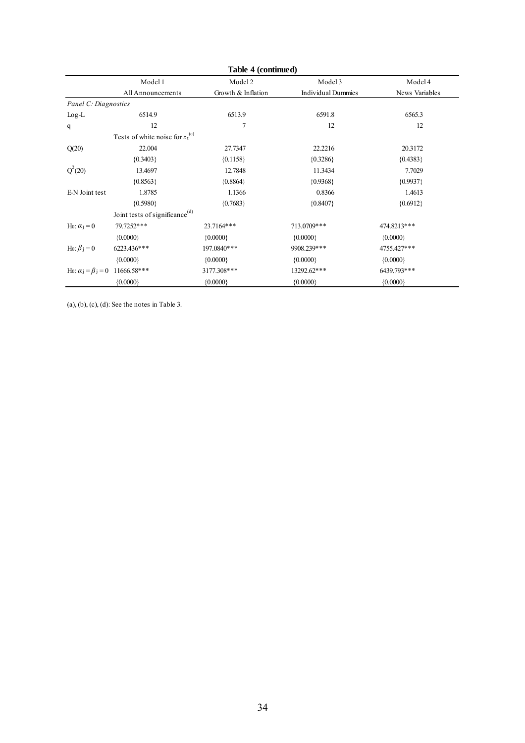**Table 4 (continued)**

| | Model 1 | Model 2 | Model 3 | Model 4 |
|---|---|---|---|---|
| | All Announcements | Growth & Inflation | Individual Dummies | News Variables |
| *Panel C: Diagnostics* | | | | |
| Log-L | 6514.9 | 6513.9 | 6591.8 | 6565.3 |
| q | 12 | 7 | 12 | 12 |
| | Tests of white noise for $z_t$ [(c)] | | | |
| Q(20) | 22.004 | 27.7347 | 22.2216 | 20.3172 |
| | {0.3403} | {0.1158} | {0.3286} | {0.4383} |
| $Q^2(20)$ | 13.4697 | 12.7848 | 11.3434 | 7.7029 |
| | {0.8563} | {0.8864} | {0.9368} | {0.9937} |
| E-N Joint test | 1.8785 | 1.1366 | 0.8366 | 1.4613 |
| | {0.5980} | {0.7683} | {0.8407} | {0.6912} |
| | Joint tests of significance[(d)] | | | |
| $H_0: \alpha_j = 0$ | 79.7252*** | 23.7164*** | 713.0709*** | 474.8213*** |
| | {0.0000} | {0.0000} | {0.0000} | {0.0000} |
| $H_0: \beta_j = 0$ | 6223.436*** | 197.0840*** | 9908.239*** | 4755.427*** |
| | {0.0000} | {0.0000} | {0.0000} | {0.0000} |
| $H_0: \alpha_j = \beta_j = 0$ | 11666.58*** | 3177.308*** | 13292.62*** | 6439.793*** |
| | {0.0000} | {0.0000} | {0.0000} | {0.0000} |

(a), (b), (c), (d): See the notes in Table 3.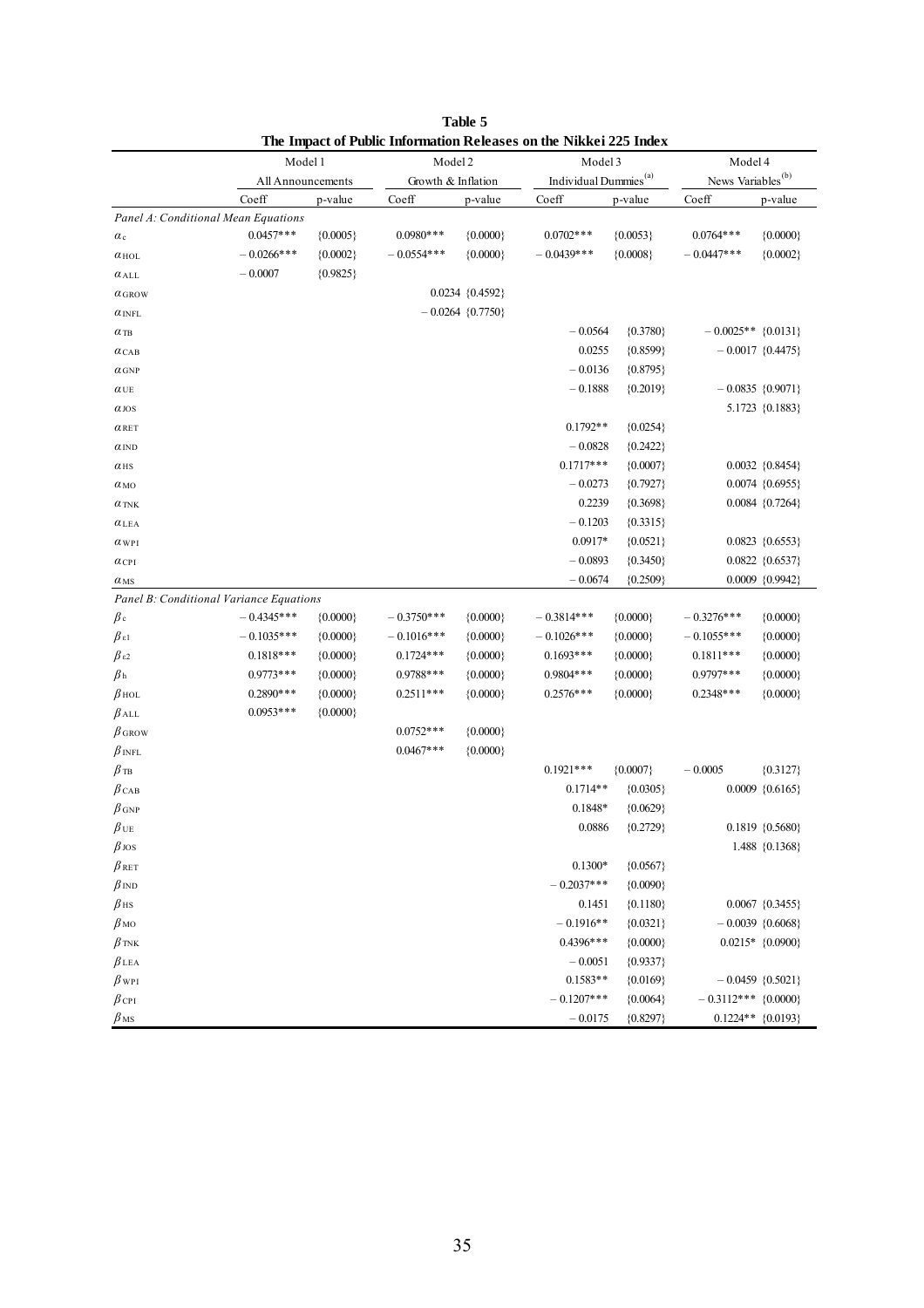**Table 5**
**The Impact of Public Information Releases on the Nikkei 225 Index**

| | Model 1 | | Model 2 | | Model 3 | | Model 4 | |
|---|---|---|---|---|---|---|---|---|
| | All Announcements | | Growth & Inflation | | Individual Dummies[(a)] | | News Variables[(b)] | |
| | Coeff | p-value | Coeff | p-value | Coeff | p-value | Coeff | p-value |
| *Panel A: Conditional Mean Equations* | | | | | | | | |
| $\alpha_{c}$ | 0.0457*** | {0.0005} | 0.0980*** | {0.0000} | 0.0702*** | {0.0053} | 0.0764*** | {0.0000} |
| $\alpha_{HOL}$ | − 0.0266*** | {0.0002} | − 0.0554*** | {0.0000} | − 0.0439*** | {0.0008} | − 0.0447*** | {0.0002} |
| $\alpha_{ALL}$ | − 0.0007 | {0.9825} | | | | | | |
| $\alpha_{GROW}$ | | | 0.0234 | {0.4592} | | | | |
| $\alpha_{INFL}$ | | | − 0.0264 | {0.7750} | | | | |
| $\alpha_{TB}$ | | | | | − 0.0564 | {0.3780} | − 0.0025** | {0.0131} |
| $\alpha_{CAB}$ | | | | | 0.0255 | {0.8599} | − 0.0017 | {0.4475} |
| $\alpha_{GNP}$ | | | | | − 0.0136 | {0.8795} | | |
| $\alpha_{UE}$ | | | | | − 0.1888 | {0.2019} | − 0.0835 | {0.9071} |
| $\alpha_{JOS}$ | | | | | | | 5.1723 | {0.1883} |
| $\alpha_{RET}$ | | | | | 0.1792** | {0.0254} | | |
| $\alpha_{IND}$ | | | | | − 0.0828 | {0.2422} | | |
| $\alpha_{HS}$ | | | | | 0.1717*** | {0.0007} | 0.0032 | {0.8454} |
| $\alpha_{MO}$ | | | | | − 0.0273 | {0.7927} | 0.0074 | {0.6955} |
| $\alpha_{TNK}$ | | | | | 0.2239 | {0.3698} | 0.0084 | {0.7264} |
| $\alpha_{LEA}$ | | | | | − 0.1203 | {0.3315} | | |
| $\alpha_{WPI}$ | | | | | 0.0917* | {0.0521} | 0.0823 | {0.6553} |
| $\alpha_{CPI}$ | | | | | − 0.0893 | {0.3450} | 0.0822 | {0.6537} |
| $\alpha_{MS}$ | | | | | − 0.0674 | {0.2509} | 0.0009 | {0.9942} |
| *Panel B: Conditional Variance Equations* | | | | | | | | |
| $\beta_{c}$ | − 0.4345*** | {0.0000} | − 0.3750*** | {0.0000} | − 0.3814*** | {0.0000} | − 0.3276*** | {0.0000} |
| $\beta_{\varepsilon 1}$ | − 0.1035*** | {0.0000} | − 0.1016*** | {0.0000} | − 0.1026*** | {0.0000} | − 0.1055*** | {0.0000} |
| $\beta_{\varepsilon 2}$ | 0.1818*** | {0.0000} | 0.1724*** | {0.0000} | 0.1693*** | {0.0000} | 0.1811*** | {0.0000} |
| $\beta_{h}$ | 0.9773*** | {0.0000} | 0.9788*** | {0.0000} | 0.9804*** | {0.0000} | 0.9797*** | {0.0000} |
| $\beta_{HOL}$ | 0.2890*** | {0.0000} | 0.2511*** | {0.0000} | 0.2576*** | {0.0000} | 0.2348*** | {0.0000} |
| $\beta_{ALL}$ | 0.0953*** | {0.0000} | | | | | | |
| $\beta_{GROW}$ | | | 0.0752*** | {0.0000} | | | | |
| $\beta_{INFL}$ | | | 0.0467*** | {0.0000} | | | | |
| $\beta_{TB}$ | | | | | 0.1921*** | {0.0007} | − 0.0005 | {0.3127} |
| $\beta_{CAB}$ | | | | | 0.1714** | {0.0305} | 0.0009 | {0.6165} |
| $\beta_{GNP}$ | | | | | 0.1848* | {0.0629} | | |
| $\beta_{UE}$ | | | | | 0.0886 | {0.2729} | 0.1819 | {0.5680} |
| $\beta_{JOS}$ | | | | | | | 1.488 | {0.1368} |
| $\beta_{RET}$ | | | | | 0.1300* | {0.0567} | | |
| $\beta_{IND}$ | | | | | − 0.2037*** | {0.0090} | | |
| $\beta_{HS}$ | | | | | 0.1451 | {0.1180} | 0.0067 | {0.3455} |
| $\beta_{MO}$ | | | | | − 0.1916** | {0.0321} | − 0.0039 | {0.6068} |
| $\beta_{TNK}$ | | | | | 0.4396*** | {0.0000} | 0.0215* | {0.0900} |
| $\beta_{LEA}$ | | | | | − 0.0051 | {0.9337} | | |
| $\beta_{WPI}$ | | | | | 0.1583** | {0.0169} | − 0.0459 | {0.5021} |
| $\beta_{CPI}$ | | | | | − 0.1207*** | {0.0064} | − 0.3112*** | {0.0000} |
| $\beta_{MS}$ | | | | | − 0.0175 | {0.8297} | 0.1224** | {0.0193} |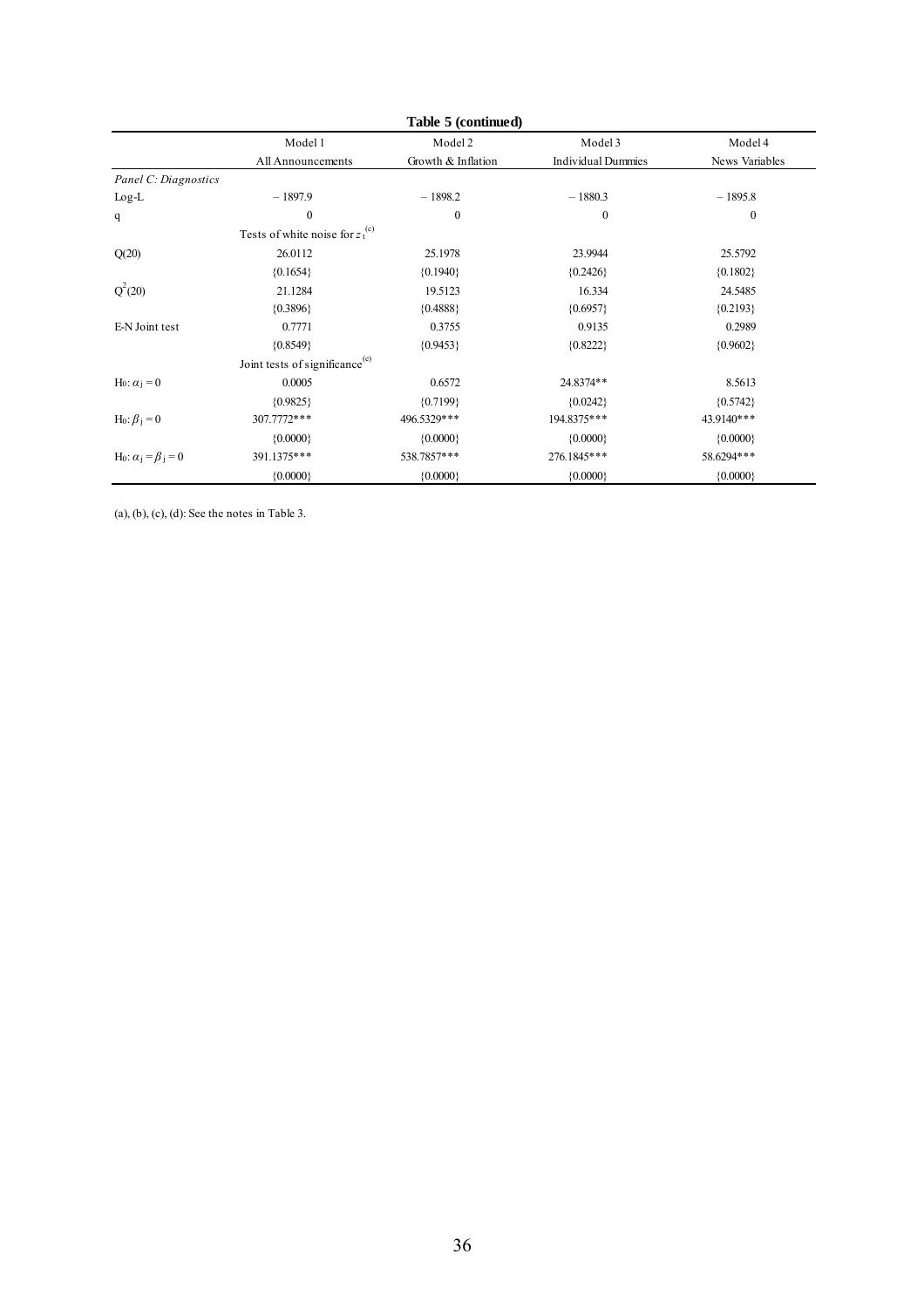**Table 5 (continued)**

| | Model 1 | Model 2 | Model 3 | Model 4 |
|---|---|---|---|---|
| | All Announcements | Growth & Inflation | Individual Dummies | News Variables |
| *Panel C: Diagnostics* | | | | |
| Log-L | − 1897.9 | − 1898.2 | − 1880.3 | − 1895.8 |
| q | 0 | 0 | 0 | 0 |
| | Tests of white noise for $z_t$ [(c)] | | | |
| Q(20) | 26.0112 | 25.1978 | 23.9944 | 25.5792 |
| | {0.1654} | {0.1940} | {0.2426} | {0.1802} |
| $Q^2(20)$ | 21.1284 | 19.5123 | 16.334 | 24.5485 |
| | {0.3896} | {0.4888} | {0.6957} | {0.2193} |
| E-N Joint test | 0.7771 | 0.3755 | 0.9135 | 0.2989 |
| | {0.8549} | {0.9453} | {0.8222} | {0.9602} |
| | Joint tests of significance [(e)] | | | |
| $H_0: \alpha_j = 0$ | 0.0005 | 0.6572 | 24.8374** | 8.5613 |
| | {0.9825} | {0.7199} | {0.0242} | {0.5742} |
| $H_0: \beta_j = 0$ | 307.7772*** | 496.5329*** | 194.8375*** | 43.9140*** |
| | {0.0000} | {0.0000} | {0.0000} | {0.0000} |
| $H_0: \alpha_j = \beta_j = 0$ | 391.1375*** | 538.7857*** | 276.1845*** | 58.6294*** |
| | {0.0000} | {0.0000} | {0.0000} | {0.0000} |

(a), (b), (c), (d): See the notes in Table 3.